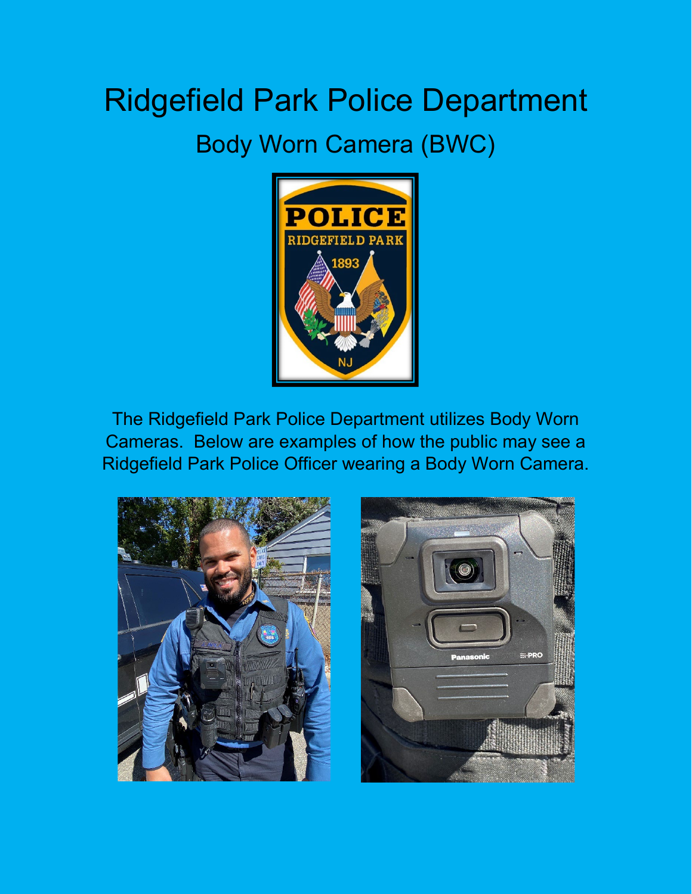# Ridgefield Park Police Department

## Body Worn Camera (BWC)

The Ridgefield Park Police Department utilizes Body Worn Cameras. Below are examples of how the public may see a Ridgefield Park Police Officer wearing a Body Worn Camera.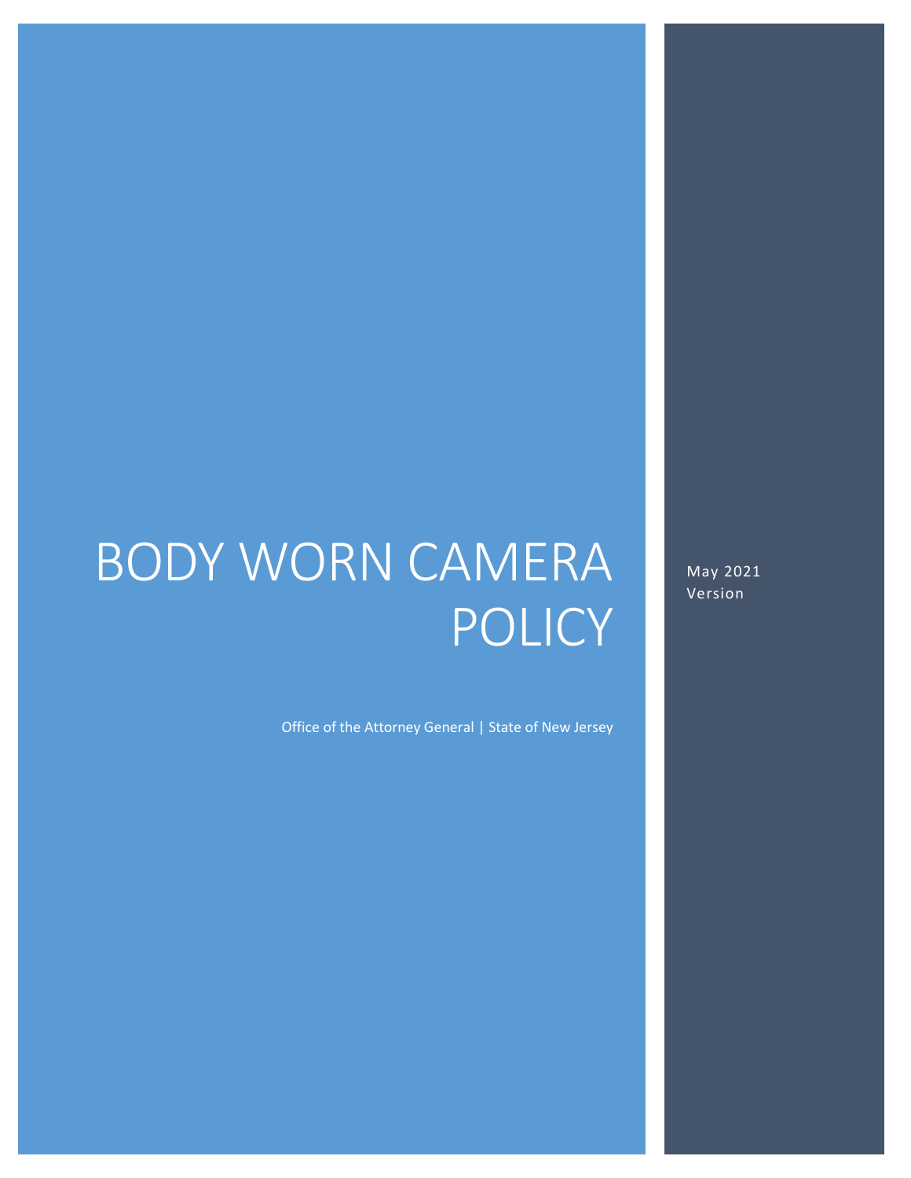# BODY WORN CAMERA POLICY

Office of the Attorney General | State of New Jersey

May 2021 Version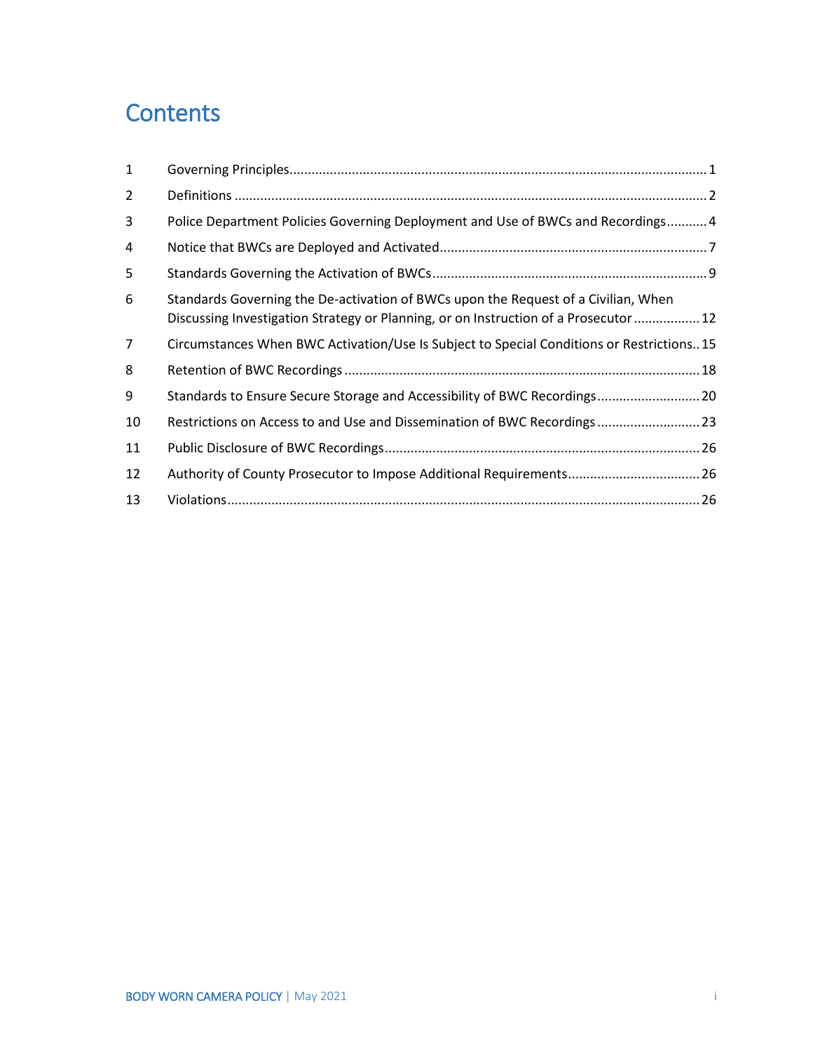# Contents

| | | |
|---|---|---|
| 1 | Governing Principles | 1 |
| 2 | Definitions | 2 |
| 3 | Police Department Policies Governing Deployment and Use of BWCs and Recordings | 4 |
| 4 | Notice that BWCs are Deployed and Activated | 7 |
| 5 | Standards Governing the Activation of BWCs | 9 |
| 6 | Standards Governing the De-activation of BWCs upon the Request of a Civilian, When Discussing Investigation Strategy or Planning, or on Instruction of a Prosecutor | 12 |
| 7 | Circumstances When BWC Activation/Use Is Subject to Special Conditions or Restrictions | 15 |
| 8 | Retention of BWC Recordings | 18 |
| 9 | Standards to Ensure Secure Storage and Accessibility of BWC Recordings | 20 |
| 10 | Restrictions on Access to and Use and Dissemination of BWC Recordings | 23 |
| 11 | Public Disclosure of BWC Recordings | 26 |
| 12 | Authority of County Prosecutor to Impose Additional Requirements | 26 |
| 13 | Violations | 26 |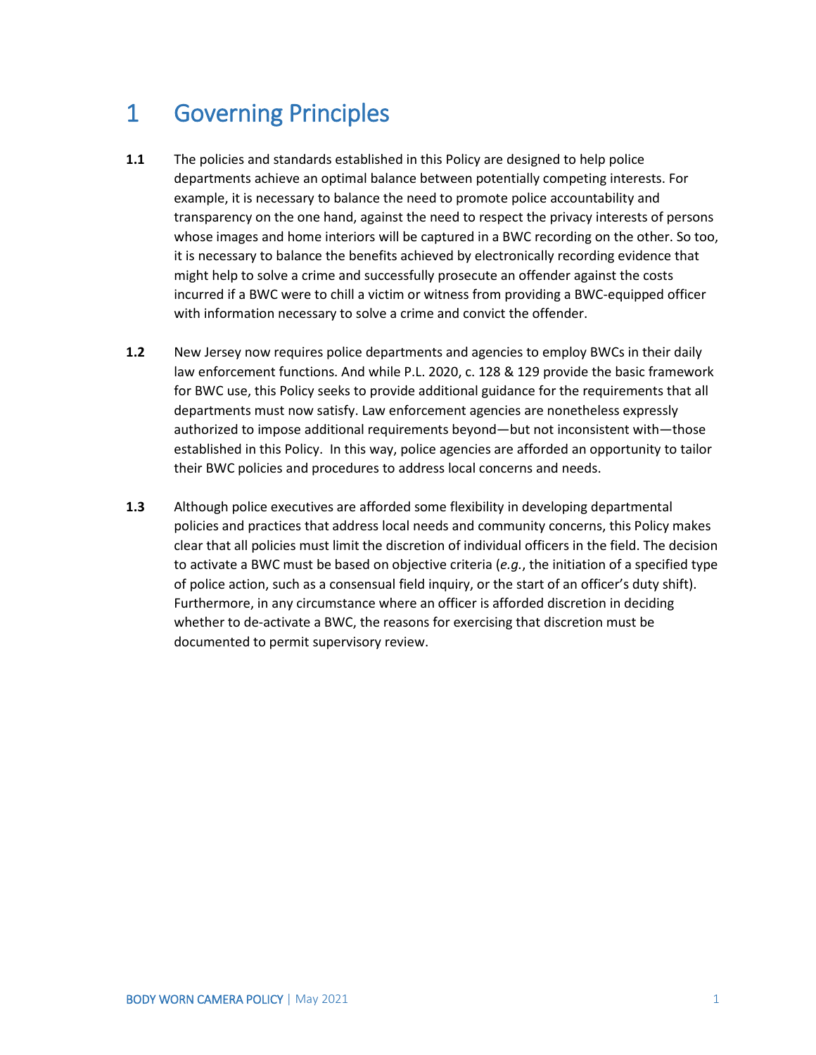# 1 Governing Principles

**1.1** The policies and standards established in this Policy are designed to help police departments achieve an optimal balance between potentially competing interests. For example, it is necessary to balance the need to promote police accountability and transparency on the one hand, against the need to respect the privacy interests of persons whose images and home interiors will be captured in a BWC recording on the other. So too, it is necessary to balance the benefits achieved by electronically recording evidence that might help to solve a crime and successfully prosecute an offender against the costs incurred if a BWC were to chill a victim or witness from providing a BWC-equipped officer with information necessary to solve a crime and convict the offender.

**1.2** New Jersey now requires police departments and agencies to employ BWCs in their daily law enforcement functions. And while P.L. 2020, c. 128 & 129 provide the basic framework for BWC use, this Policy seeks to provide additional guidance for the requirements that all departments must now satisfy. Law enforcement agencies are nonetheless expressly authorized to impose additional requirements beyond—but not inconsistent with—those established in this Policy. In this way, police agencies are afforded an opportunity to tailor their BWC policies and procedures to address local concerns and needs.

**1.3** Although police executives are afforded some flexibility in developing departmental policies and practices that address local needs and community concerns, this Policy makes clear that all policies must limit the discretion of individual officers in the field. The decision to activate a BWC must be based on objective criteria (*e.g.*, the initiation of a specified type of police action, such as a consensual field inquiry, or the start of an officer's duty shift). Furthermore, in any circumstance where an officer is afforded discretion in deciding whether to de-activate a BWC, the reasons for exercising that discretion must be documented to permit supervisory review.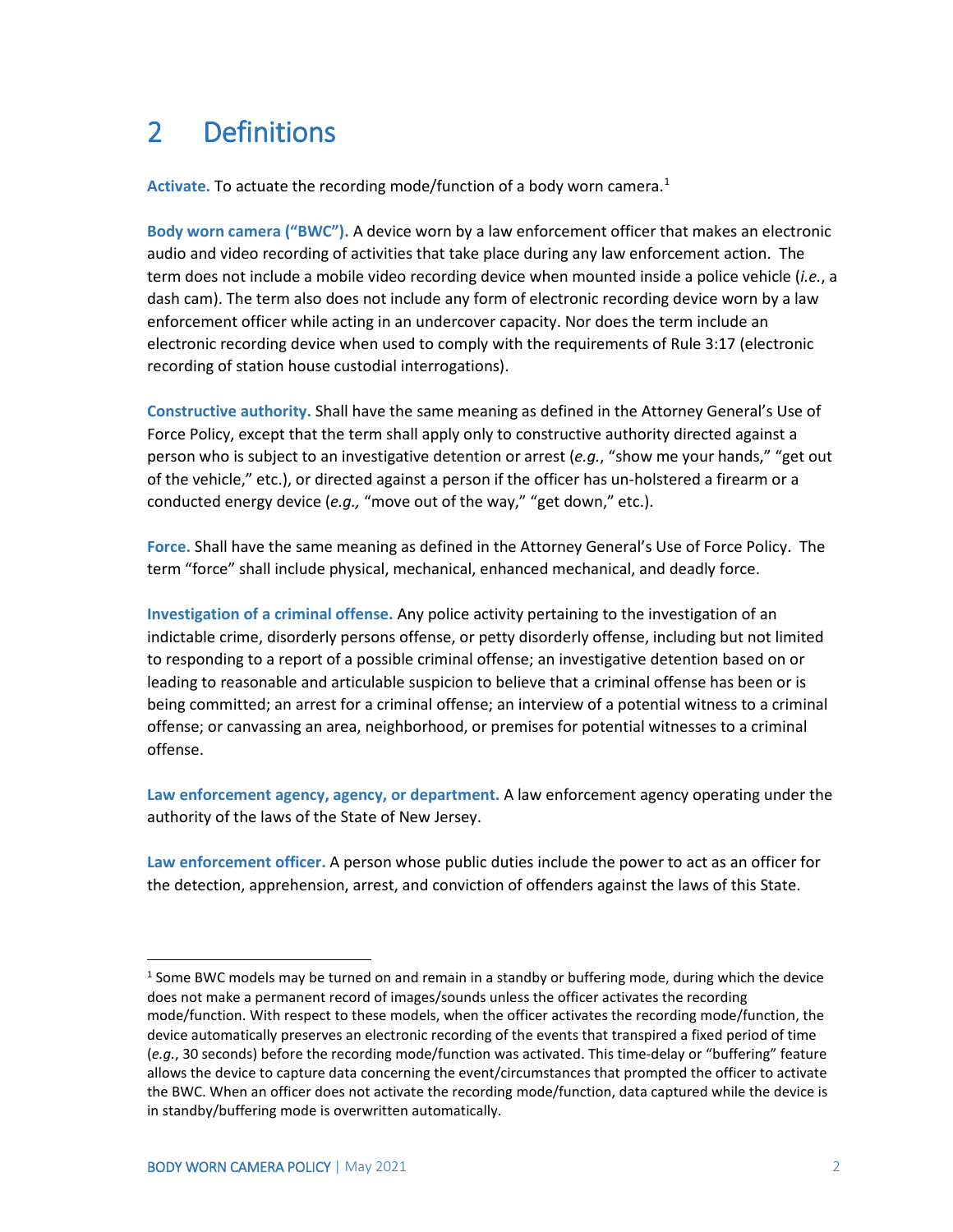# 2 Definitions

**Activate.** To actuate the recording mode/function of a body worn camera.[1]

**Body worn camera ("BWC").** A device worn by a law enforcement officer that makes an electronic audio and video recording of activities that take place during any law enforcement action. The term does not include a mobile video recording device when mounted inside a police vehicle (*i.e.*, a dash cam). The term also does not include any form of electronic recording device worn by a law enforcement officer while acting in an undercover capacity. Nor does the term include an electronic recording device when used to comply with the requirements of Rule 3:17 (electronic recording of station house custodial interrogations).

**Constructive authority.** Shall have the same meaning as defined in the Attorney General's Use of Force Policy, except that the term shall apply only to constructive authority directed against a person who is subject to an investigative detention or arrest (*e.g.*, "show me your hands," "get out of the vehicle," etc.), or directed against a person if the officer has un-holstered a firearm or a conducted energy device (*e.g.,* "move out of the way," "get down," etc.).

**Force.** Shall have the same meaning as defined in the Attorney General's Use of Force Policy. The term "force" shall include physical, mechanical, enhanced mechanical, and deadly force.

**Investigation of a criminal offense.** Any police activity pertaining to the investigation of an indictable crime, disorderly persons offense, or petty disorderly offense, including but not limited to responding to a report of a possible criminal offense; an investigative detention based on or leading to reasonable and articulable suspicion to believe that a criminal offense has been or is being committed; an arrest for a criminal offense; an interview of a potential witness to a criminal offense; or canvassing an area, neighborhood, or premises for potential witnesses to a criminal offense.

**Law enforcement agency, agency, or department.** A law enforcement agency operating under the authority of the laws of the State of New Jersey.

**Law enforcement officer.** A person whose public duties include the power to act as an officer for the detection, apprehension, arrest, and conviction of offenders against the laws of this State.

---

[1] Some BWC models may be turned on and remain in a standby or buffering mode, during which the device does not make a permanent record of images/sounds unless the officer activates the recording mode/function. With respect to these models, when the officer activates the recording mode/function, the device automatically preserves an electronic recording of the events that transpired a fixed period of time (*e.g.*, 30 seconds) before the recording mode/function was activated. This time-delay or "buffering" feature allows the device to capture data concerning the event/circumstances that prompted the officer to activate the BWC. When an officer does not activate the recording mode/function, data captured while the device is in standby/buffering mode is overwritten automatically.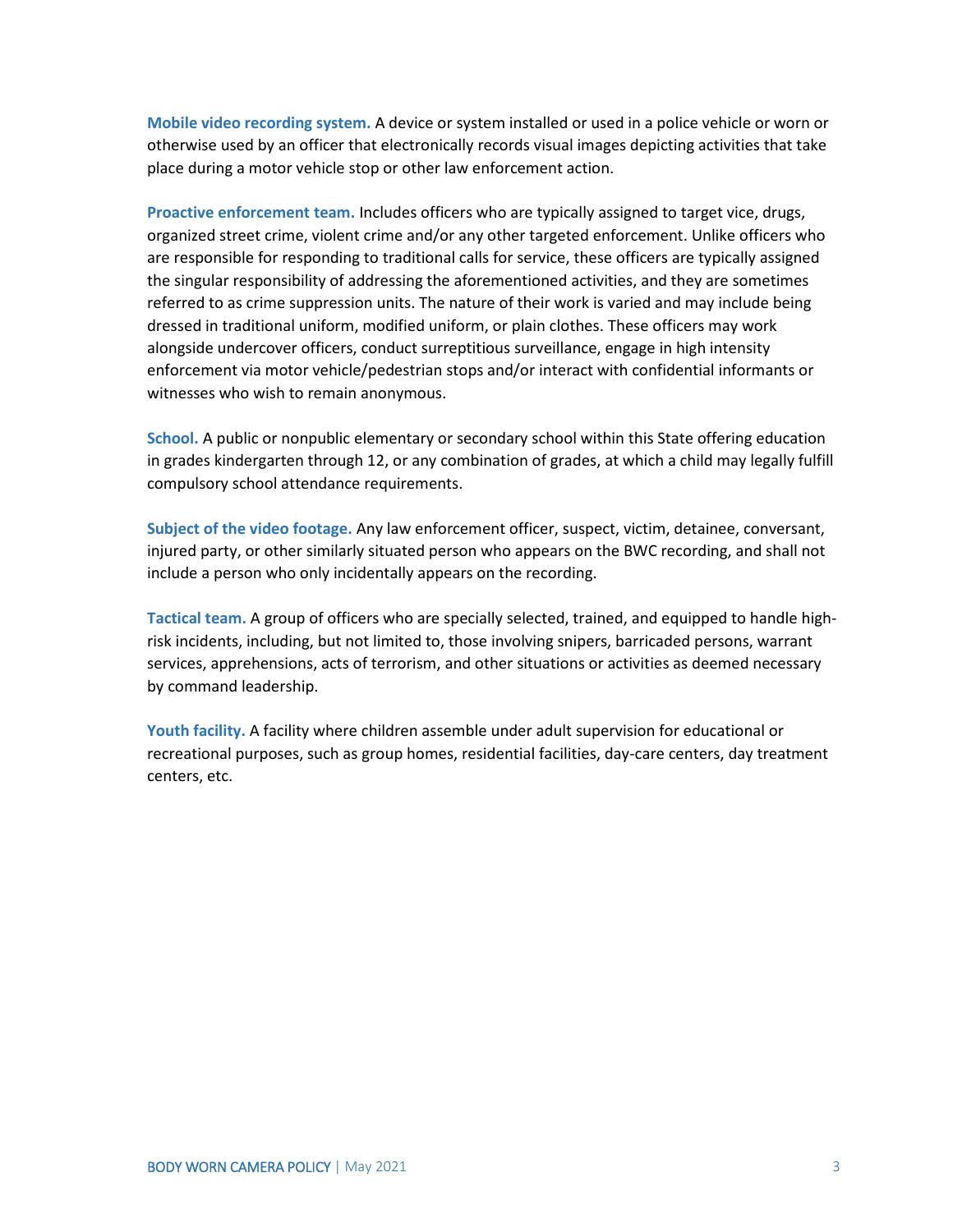**Mobile video recording system.** A device or system installed or used in a police vehicle or worn or otherwise used by an officer that electronically records visual images depicting activities that take place during a motor vehicle stop or other law enforcement action.

**Proactive enforcement team.** Includes officers who are typically assigned to target vice, drugs, organized street crime, violent crime and/or any other targeted enforcement. Unlike officers who are responsible for responding to traditional calls for service, these officers are typically assigned the singular responsibility of addressing the aforementioned activities, and they are sometimes referred to as crime suppression units. The nature of their work is varied and may include being dressed in traditional uniform, modified uniform, or plain clothes. These officers may work alongside undercover officers, conduct surreptitious surveillance, engage in high intensity enforcement via motor vehicle/pedestrian stops and/or interact with confidential informants or witnesses who wish to remain anonymous.

**School.** A public or nonpublic elementary or secondary school within this State offering education in grades kindergarten through 12, or any combination of grades, at which a child may legally fulfill compulsory school attendance requirements.

**Subject of the video footage.** Any law enforcement officer, suspect, victim, detainee, conversant, injured party, or other similarly situated person who appears on the BWC recording, and shall not include a person who only incidentally appears on the recording.

**Tactical team.** A group of officers who are specially selected, trained, and equipped to handle high-risk incidents, including, but not limited to, those involving snipers, barricaded persons, warrant services, apprehensions, acts of terrorism, and other situations or activities as deemed necessary by command leadership.

**Youth facility.** A facility where children assemble under adult supervision for educational or recreational purposes, such as group homes, residential facilities, day-care centers, day treatment centers, etc.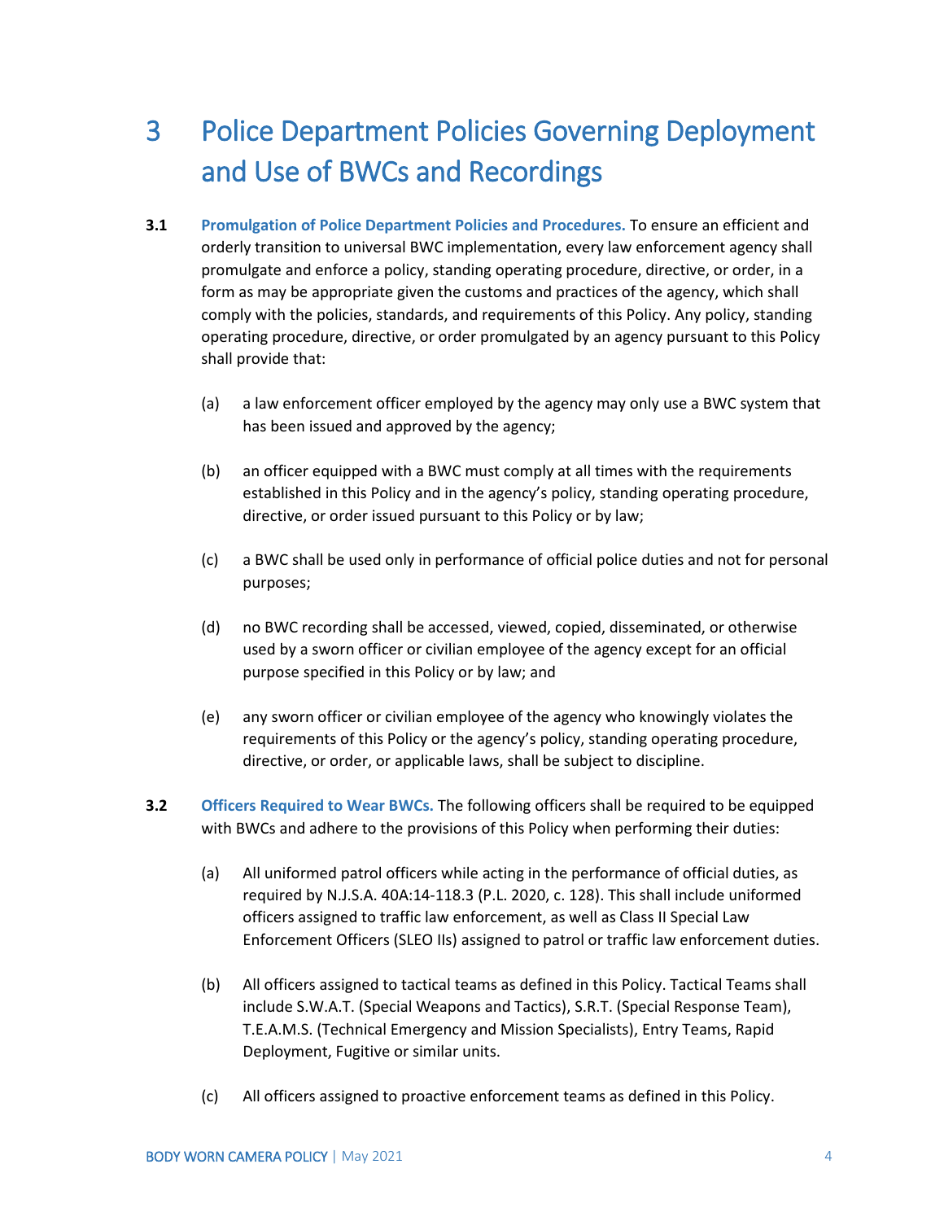# 3 Police Department Policies Governing Deployment and Use of BWCs and Recordings

**3.1 Promulgation of Police Department Policies and Procedures.** To ensure an efficient and orderly transition to universal BWC implementation, every law enforcement agency shall promulgate and enforce a policy, standing operating procedure, directive, or order, in a form as may be appropriate given the customs and practices of the agency, which shall comply with the policies, standards, and requirements of this Policy. Any policy, standing operating procedure, directive, or order promulgated by an agency pursuant to this Policy shall provide that:

(a) a law enforcement officer employed by the agency may only use a BWC system that has been issued and approved by the agency;

(b) an officer equipped with a BWC must comply at all times with the requirements established in this Policy and in the agency's policy, standing operating procedure, directive, or order issued pursuant to this Policy or by law;

(c) a BWC shall be used only in performance of official police duties and not for personal purposes;

(d) no BWC recording shall be accessed, viewed, copied, disseminated, or otherwise used by a sworn officer or civilian employee of the agency except for an official purpose specified in this Policy or by law; and

(e) any sworn officer or civilian employee of the agency who knowingly violates the requirements of this Policy or the agency's policy, standing operating procedure, directive, or order, or applicable laws, shall be subject to discipline.

**3.2 Officers Required to Wear BWCs.** The following officers shall be required to be equipped with BWCs and adhere to the provisions of this Policy when performing their duties:

(a) All uniformed patrol officers while acting in the performance of official duties, as required by N.J.S.A. 40A:14-118.3 (P.L. 2020, c. 128). This shall include uniformed officers assigned to traffic law enforcement, as well as Class II Special Law Enforcement Officers (SLEO IIs) assigned to patrol or traffic law enforcement duties.

(b) All officers assigned to tactical teams as defined in this Policy. Tactical Teams shall include S.W.A.T. (Special Weapons and Tactics), S.R.T. (Special Response Team), T.E.A.M.S. (Technical Emergency and Mission Specialists), Entry Teams, Rapid Deployment, Fugitive or similar units.

(c) All officers assigned to proactive enforcement teams as defined in this Policy.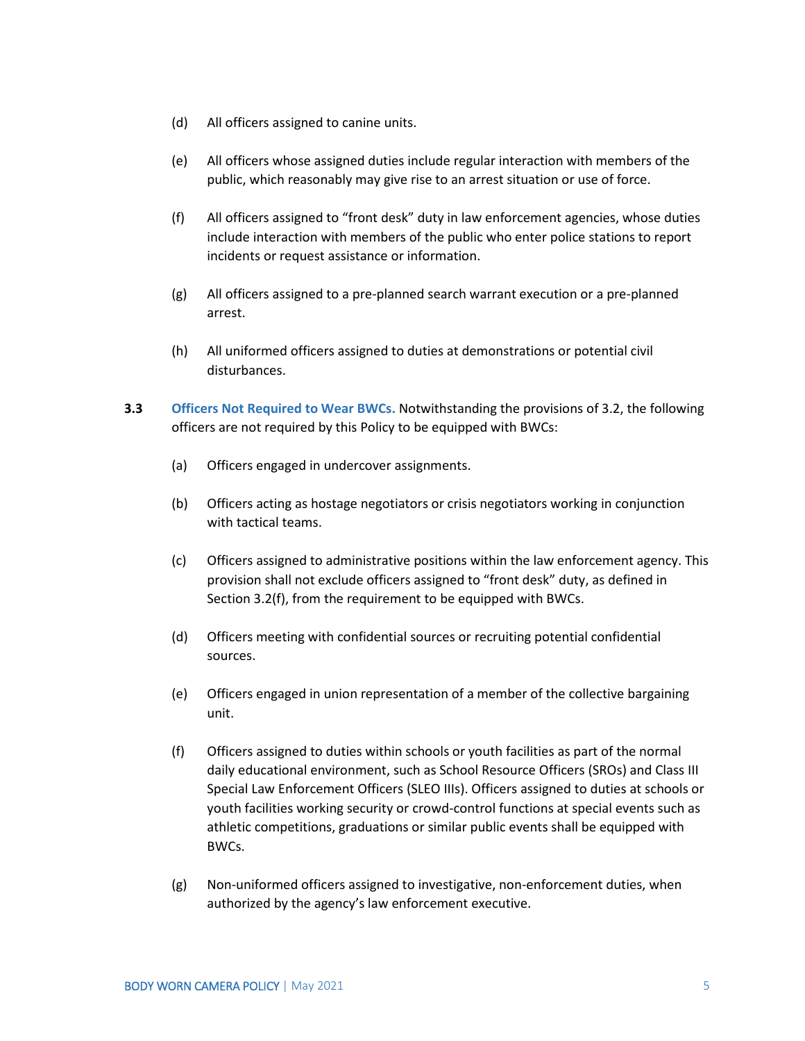(d) All officers assigned to canine units.

(e) All officers whose assigned duties include regular interaction with members of the public, which reasonably may give rise to an arrest situation or use of force.

(f) All officers assigned to "front desk" duty in law enforcement agencies, whose duties include interaction with members of the public who enter police stations to report incidents or request assistance or information.

(g) All officers assigned to a pre-planned search warrant execution or a pre-planned arrest.

(h) All uniformed officers assigned to duties at demonstrations or potential civil disturbances.

**3.3 Officers Not Required to Wear BWCs.** Notwithstanding the provisions of 3.2, the following officers are not required by this Policy to be equipped with BWCs:

(a) Officers engaged in undercover assignments.

(b) Officers acting as hostage negotiators or crisis negotiators working in conjunction with tactical teams.

(c) Officers assigned to administrative positions within the law enforcement agency. This provision shall not exclude officers assigned to "front desk" duty, as defined in Section 3.2(f), from the requirement to be equipped with BWCs.

(d) Officers meeting with confidential sources or recruiting potential confidential sources.

(e) Officers engaged in union representation of a member of the collective bargaining unit.

(f) Officers assigned to duties within schools or youth facilities as part of the normal daily educational environment, such as School Resource Officers (SROs) and Class III Special Law Enforcement Officers (SLEO IIIs). Officers assigned to duties at schools or youth facilities working security or crowd-control functions at special events such as athletic competitions, graduations or similar public events shall be equipped with BWCs.

(g) Non-uniformed officers assigned to investigative, non-enforcement duties, when authorized by the agency's law enforcement executive.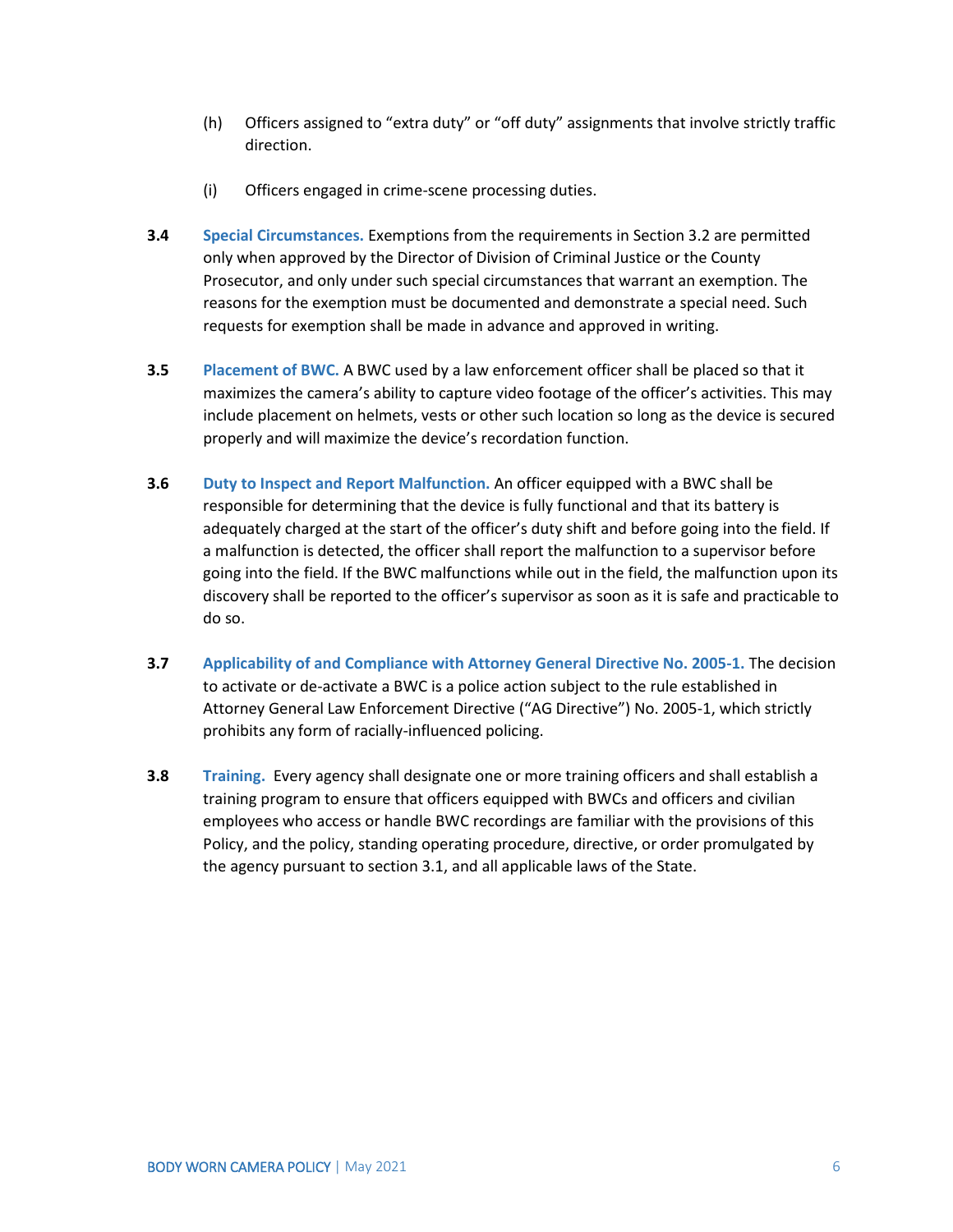(h) Officers assigned to "extra duty" or "off duty" assignments that involve strictly traffic direction.

(i) Officers engaged in crime-scene processing duties.

**3.4 Special Circumstances.** Exemptions from the requirements in Section 3.2 are permitted only when approved by the Director of Division of Criminal Justice or the County Prosecutor, and only under such special circumstances that warrant an exemption. The reasons for the exemption must be documented and demonstrate a special need. Such requests for exemption shall be made in advance and approved in writing.

**3.5 Placement of BWC.** A BWC used by a law enforcement officer shall be placed so that it maximizes the camera's ability to capture video footage of the officer's activities. This may include placement on helmets, vests or other such location so long as the device is secured properly and will maximize the device's recordation function.

**3.6 Duty to Inspect and Report Malfunction.** An officer equipped with a BWC shall be responsible for determining that the device is fully functional and that its battery is adequately charged at the start of the officer's duty shift and before going into the field. If a malfunction is detected, the officer shall report the malfunction to a supervisor before going into the field. If the BWC malfunctions while out in the field, the malfunction upon its discovery shall be reported to the officer's supervisor as soon as it is safe and practicable to do so.

**3.7 Applicability of and Compliance with Attorney General Directive No. 2005-1.** The decision to activate or de-activate a BWC is a police action subject to the rule established in Attorney General Law Enforcement Directive ("AG Directive") No. 2005-1, which strictly prohibits any form of racially-influenced policing.

**3.8 Training.** Every agency shall designate one or more training officers and shall establish a training program to ensure that officers equipped with BWCs and officers and civilian employees who access or handle BWC recordings are familiar with the provisions of this Policy, and the policy, standing operating procedure, directive, or order promulgated by the agency pursuant to section 3.1, and all applicable laws of the State.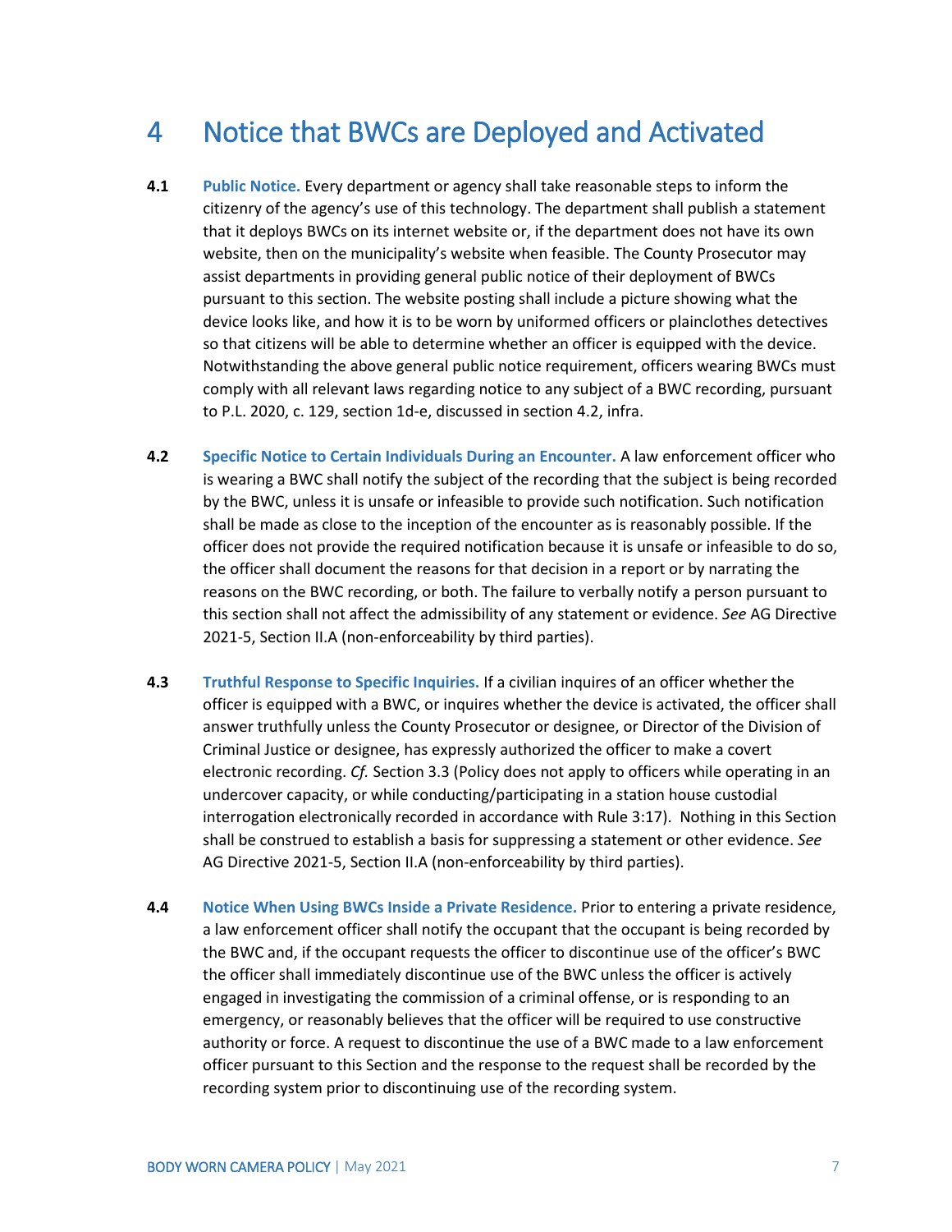# 4 Notice that BWCs are Deployed and Activated

**4.1 Public Notice.** Every department or agency shall take reasonable steps to inform the citizenry of the agency's use of this technology. The department shall publish a statement that it deploys BWCs on its internet website or, if the department does not have its own website, then on the municipality's website when feasible. The County Prosecutor may assist departments in providing general public notice of their deployment of BWCs pursuant to this section. The website posting shall include a picture showing what the device looks like, and how it is to be worn by uniformed officers or plainclothes detectives so that citizens will be able to determine whether an officer is equipped with the device. Notwithstanding the above general public notice requirement, officers wearing BWCs must comply with all relevant laws regarding notice to any subject of a BWC recording, pursuant to P.L. 2020, c. 129, section 1d-e, discussed in section 4.2, infra.

**4.2 Specific Notice to Certain Individuals During an Encounter.** A law enforcement officer who is wearing a BWC shall notify the subject of the recording that the subject is being recorded by the BWC, unless it is unsafe or infeasible to provide such notification. Such notification shall be made as close to the inception of the encounter as is reasonably possible. If the officer does not provide the required notification because it is unsafe or infeasible to do so, the officer shall document the reasons for that decision in a report or by narrating the reasons on the BWC recording, or both. The failure to verbally notify a person pursuant to this section shall not affect the admissibility of any statement or evidence. *See* AG Directive 2021-5, Section II.A (non-enforceability by third parties).

**4.3 Truthful Response to Specific Inquiries.** If a civilian inquires of an officer whether the officer is equipped with a BWC, or inquires whether the device is activated, the officer shall answer truthfully unless the County Prosecutor or designee, or Director of the Division of Criminal Justice or designee, has expressly authorized the officer to make a covert electronic recording. *Cf.* Section 3.3 (Policy does not apply to officers while operating in an undercover capacity, or while conducting/participating in a station house custodial interrogation electronically recorded in accordance with Rule 3:17). Nothing in this Section shall be construed to establish a basis for suppressing a statement or other evidence. *See* AG Directive 2021-5, Section II.A (non-enforceability by third parties).

**4.4 Notice When Using BWCs Inside a Private Residence.** Prior to entering a private residence, a law enforcement officer shall notify the occupant that the occupant is being recorded by the BWC and, if the occupant requests the officer to discontinue use of the officer's BWC the officer shall immediately discontinue use of the BWC unless the officer is actively engaged in investigating the commission of a criminal offense, or is responding to an emergency, or reasonably believes that the officer will be required to use constructive authority or force. A request to discontinue the use of a BWC made to a law enforcement officer pursuant to this Section and the response to the request shall be recorded by the recording system prior to discontinuing use of the recording system.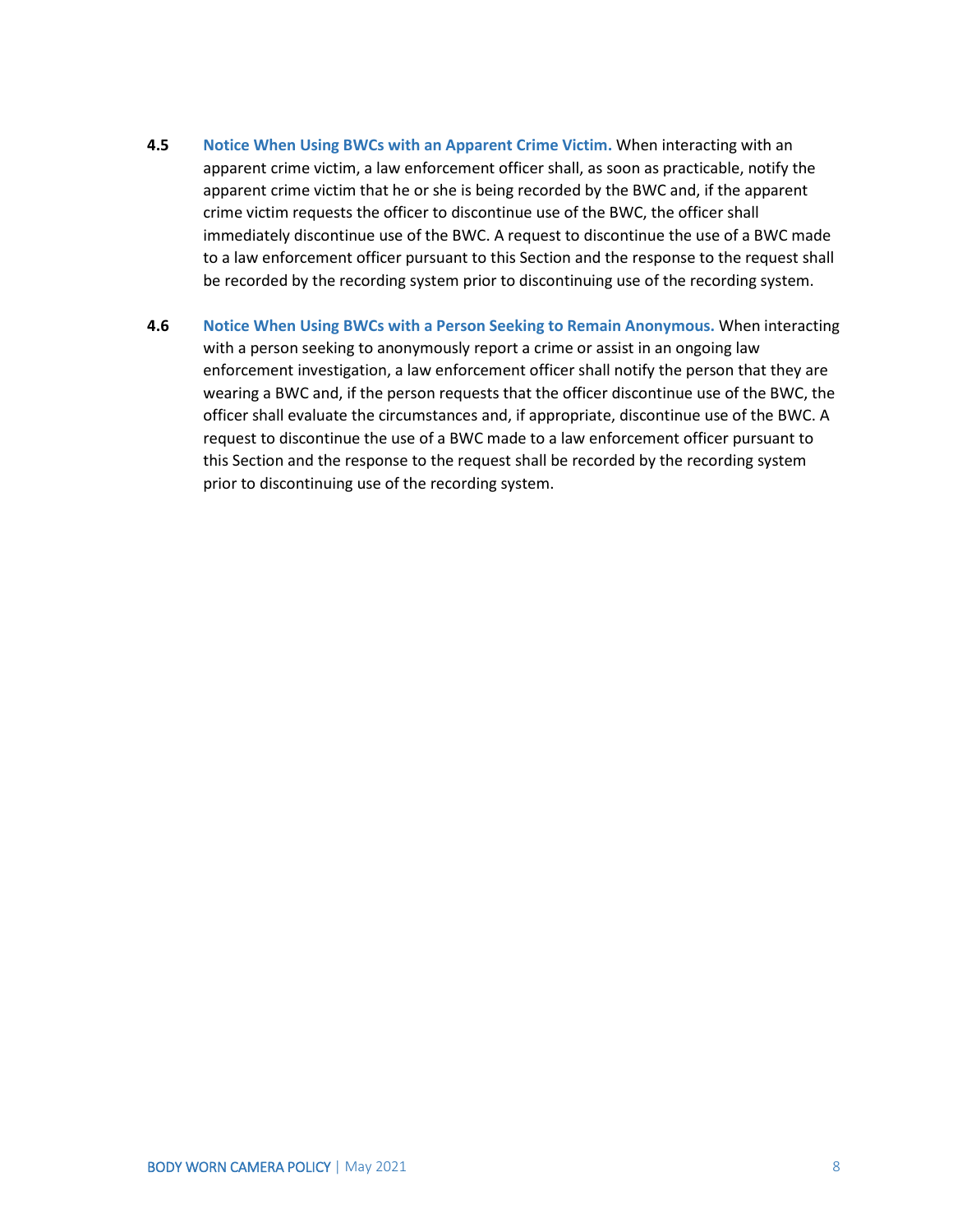**4.5** **Notice When Using BWCs with an Apparent Crime Victim.** When interacting with an apparent crime victim, a law enforcement officer shall, as soon as practicable, notify the apparent crime victim that he or she is being recorded by the BWC and, if the apparent crime victim requests the officer to discontinue use of the BWC, the officer shall immediately discontinue use of the BWC. A request to discontinue the use of a BWC made to a law enforcement officer pursuant to this Section and the response to the request shall be recorded by the recording system prior to discontinuing use of the recording system.

**4.6** **Notice When Using BWCs with a Person Seeking to Remain Anonymous.** When interacting with a person seeking to anonymously report a crime or assist in an ongoing law enforcement investigation, a law enforcement officer shall notify the person that they are wearing a BWC and, if the person requests that the officer discontinue use of the BWC, the officer shall evaluate the circumstances and, if appropriate, discontinue use of the BWC. A request to discontinue the use of a BWC made to a law enforcement officer pursuant to this Section and the response to the request shall be recorded by the recording system prior to discontinuing use of the recording system.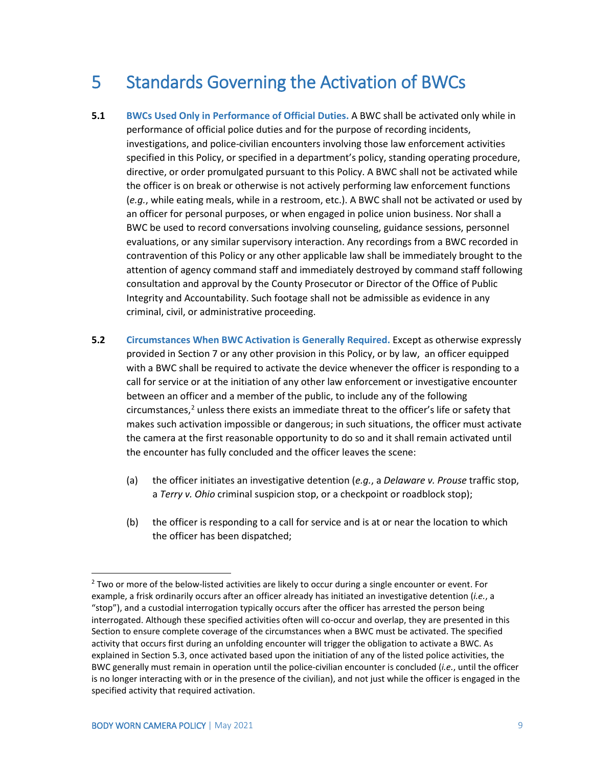# 5 Standards Governing the Activation of BWCs

**5.1 BWCs Used Only in Performance of Official Duties.** A BWC shall be activated only while in performance of official police duties and for the purpose of recording incidents, investigations, and police-civilian encounters involving those law enforcement activities specified in this Policy, or specified in a department's policy, standing operating procedure, directive, or order promulgated pursuant to this Policy. A BWC shall not be activated while the officer is on break or otherwise is not actively performing law enforcement functions (*e.g.*, while eating meals, while in a restroom, etc.). A BWC shall not be activated or used by an officer for personal purposes, or when engaged in police union business. Nor shall a BWC be used to record conversations involving counseling, guidance sessions, personnel evaluations, or any similar supervisory interaction. Any recordings from a BWC recorded in contravention of this Policy or any other applicable law shall be immediately brought to the attention of agency command staff and immediately destroyed by command staff following consultation and approval by the County Prosecutor or Director of the Office of Public Integrity and Accountability. Such footage shall not be admissible as evidence in any criminal, civil, or administrative proceeding.

**5.2 Circumstances When BWC Activation is Generally Required.** Except as otherwise expressly provided in Section 7 or any other provision in this Policy, or by law, an officer equipped with a BWC shall be required to activate the device whenever the officer is responding to a call for service or at the initiation of any other law enforcement or investigative encounter between an officer and a member of the public, to include any of the following circumstances,[2] unless there exists an immediate threat to the officer's life or safety that makes such activation impossible or dangerous; in such situations, the officer must activate the camera at the first reasonable opportunity to do so and it shall remain activated until the encounter has fully concluded and the officer leaves the scene:

(a) the officer initiates an investigative detention (*e.g.*, a *Delaware v. Prouse* traffic stop, a *Terry v. Ohio* criminal suspicion stop, or a checkpoint or roadblock stop);

(b) the officer is responding to a call for service and is at or near the location to which the officer has been dispatched;

[2] Two or more of the below-listed activities are likely to occur during a single encounter or event. For example, a frisk ordinarily occurs after an officer already has initiated an investigative detention (*i.e.*, a "stop"), and a custodial interrogation typically occurs after the officer has arrested the person being interrogated. Although these specified activities often will co-occur and overlap, they are presented in this Section to ensure complete coverage of the circumstances when a BWC must be activated. The specified activity that occurs first during an unfolding encounter will trigger the obligation to activate a BWC. As explained in Section 5.3, once activated based upon the initiation of any of the listed police activities, the BWC generally must remain in operation until the police-civilian encounter is concluded (*i.e.*, until the officer is no longer interacting with or in the presence of the civilian), and not just while the officer is engaged in the specified activity that required activation.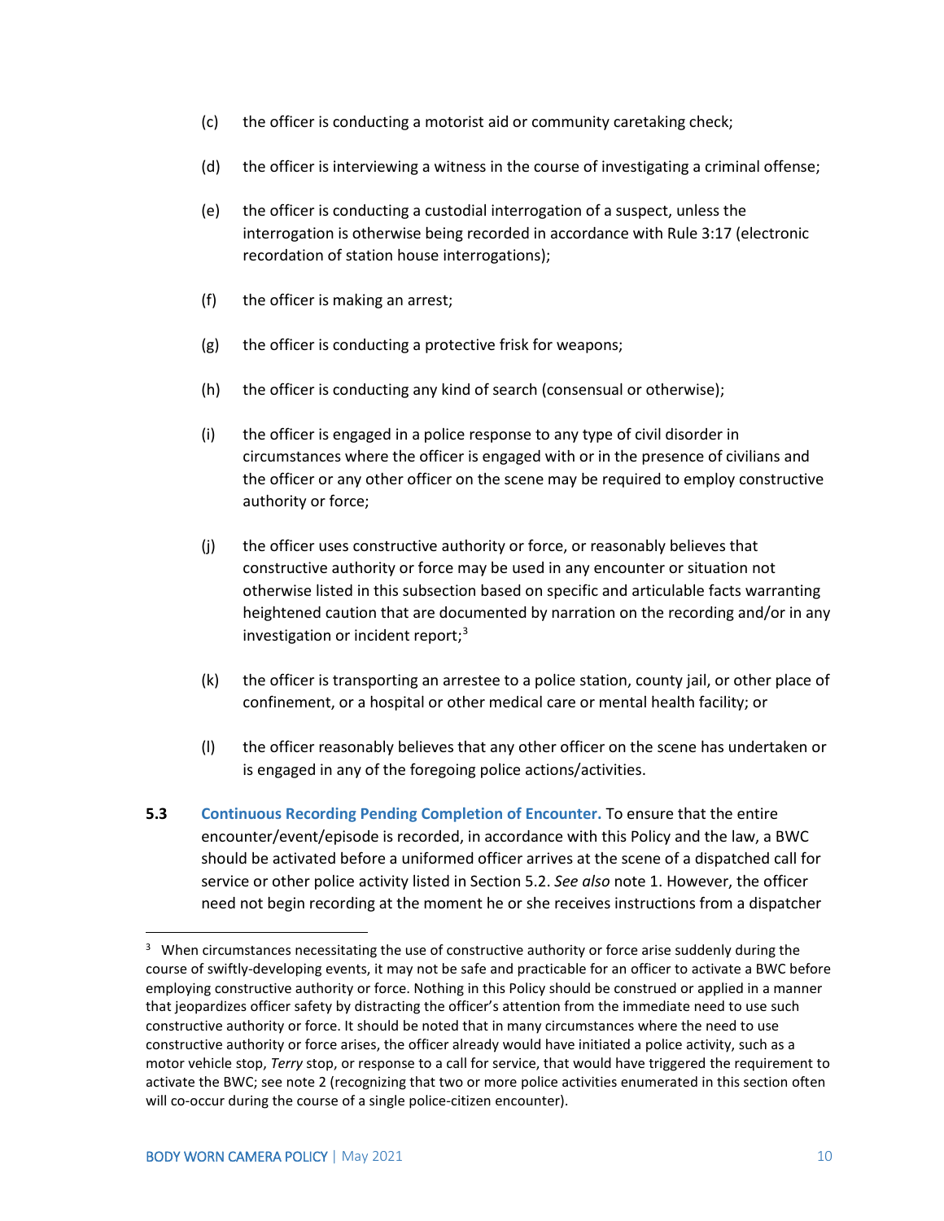(c) the officer is conducting a motorist aid or community caretaking check;

(d) the officer is interviewing a witness in the course of investigating a criminal offense;

(e) the officer is conducting a custodial interrogation of a suspect, unless the interrogation is otherwise being recorded in accordance with Rule 3:17 (electronic recordation of station house interrogations);

(f) the officer is making an arrest;

(g) the officer is conducting a protective frisk for weapons;

(h) the officer is conducting any kind of search (consensual or otherwise);

(i) the officer is engaged in a police response to any type of civil disorder in circumstances where the officer is engaged with or in the presence of civilians and the officer or any other officer on the scene may be required to employ constructive authority or force;

(j) the officer uses constructive authority or force, or reasonably believes that constructive authority or force may be used in any encounter or situation not otherwise listed in this subsection based on specific and articulable facts warranting heightened caution that are documented by narration on the recording and/or in any investigation or incident report;[3]

(k) the officer is transporting an arrestee to a police station, county jail, or other place of confinement, or a hospital or other medical care or mental health facility; or

(l) the officer reasonably believes that any other officer on the scene has undertaken or is engaged in any of the foregoing police actions/activities.

**5.3** **Continuous Recording Pending Completion of Encounter.** To ensure that the entire encounter/event/episode is recorded, in accordance with this Policy and the law, a BWC should be activated before a uniformed officer arrives at the scene of a dispatched call for service or other police activity listed in Section 5.2. *See also* note 1. However, the officer need not begin recording at the moment he or she receives instructions from a dispatcher

---

[3] When circumstances necessitating the use of constructive authority or force arise suddenly during the course of swiftly-developing events, it may not be safe and practicable for an officer to activate a BWC before employing constructive authority or force. Nothing in this Policy should be construed or applied in a manner that jeopardizes officer safety by distracting the officer's attention from the immediate need to use such constructive authority or force. It should be noted that in many circumstances where the need to use constructive authority or force arises, the officer already would have initiated a police activity, such as a motor vehicle stop, *Terry* stop, or response to a call for service, that would have triggered the requirement to activate the BWC; see note 2 (recognizing that two or more police activities enumerated in this section often will co-occur during the course of a single police-citizen encounter).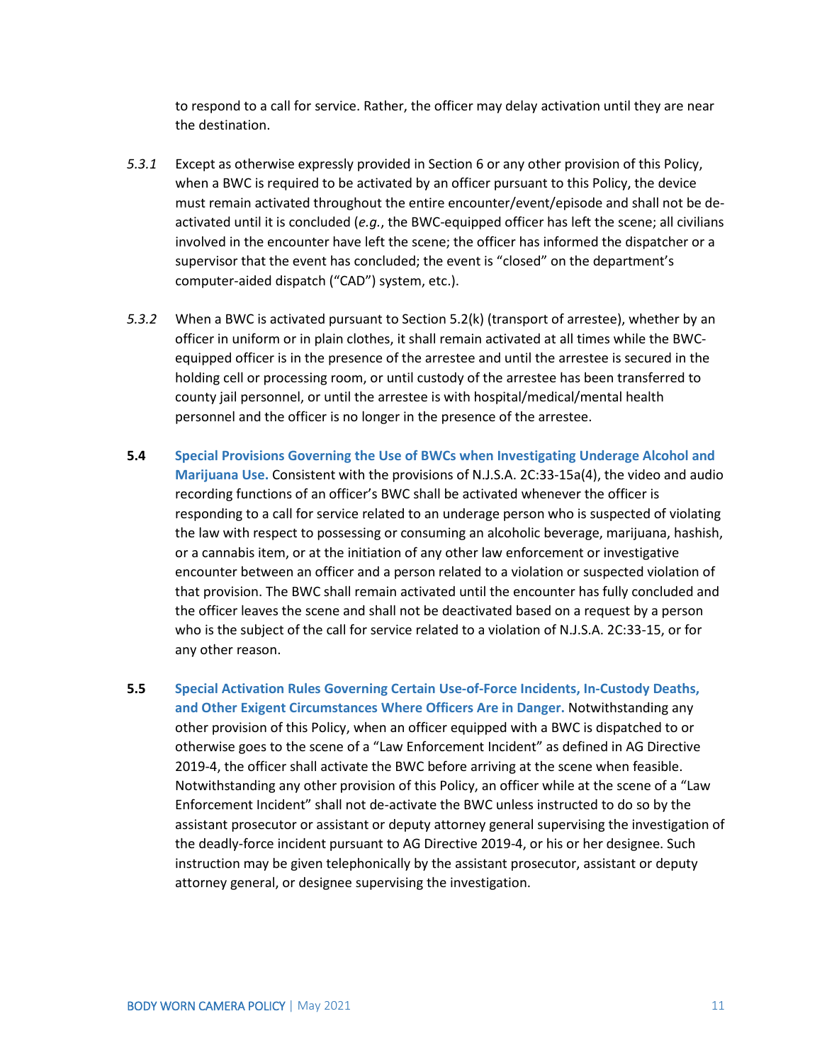to respond to a call for service. Rather, the officer may delay activation until they are near the destination.

*5.3.1* Except as otherwise expressly provided in Section 6 or any other provision of this Policy, when a BWC is required to be activated by an officer pursuant to this Policy, the device must remain activated throughout the entire encounter/event/episode and shall not be de-activated until it is concluded (*e.g.*, the BWC-equipped officer has left the scene; all civilians involved in the encounter have left the scene; the officer has informed the dispatcher or a supervisor that the event has concluded; the event is "closed" on the department's computer-aided dispatch ("CAD") system, etc.).

*5.3.2* When a BWC is activated pursuant to Section 5.2(k) (transport of arrestee), whether by an officer in uniform or in plain clothes, it shall remain activated at all times while the BWC-equipped officer is in the presence of the arrestee and until the arrestee is secured in the holding cell or processing room, or until custody of the arrestee has been transferred to county jail personnel, or until the arrestee is with hospital/medical/mental health personnel and the officer is no longer in the presence of the arrestee.

**5.4** **Special Provisions Governing the Use of BWCs when Investigating Underage Alcohol and Marijuana Use.** Consistent with the provisions of N.J.S.A. 2C:33-15a(4), the video and audio recording functions of an officer's BWC shall be activated whenever the officer is responding to a call for service related to an underage person who is suspected of violating the law with respect to possessing or consuming an alcoholic beverage, marijuana, hashish, or a cannabis item, or at the initiation of any other law enforcement or investigative encounter between an officer and a person related to a violation or suspected violation of that provision. The BWC shall remain activated until the encounter has fully concluded and the officer leaves the scene and shall not be deactivated based on a request by a person who is the subject of the call for service related to a violation of N.J.S.A. 2C:33-15, or for any other reason.

**5.5** **Special Activation Rules Governing Certain Use-of-Force Incidents, In-Custody Deaths, and Other Exigent Circumstances Where Officers Are in Danger.** Notwithstanding any other provision of this Policy, when an officer equipped with a BWC is dispatched to or otherwise goes to the scene of a "Law Enforcement Incident" as defined in AG Directive 2019-4, the officer shall activate the BWC before arriving at the scene when feasible. Notwithstanding any other provision of this Policy, an officer while at the scene of a "Law Enforcement Incident" shall not de-activate the BWC unless instructed to do so by the assistant prosecutor or assistant or deputy attorney general supervising the investigation of the deadly-force incident pursuant to AG Directive 2019-4, or his or her designee. Such instruction may be given telephonically by the assistant prosecutor, assistant or deputy attorney general, or designee supervising the investigation.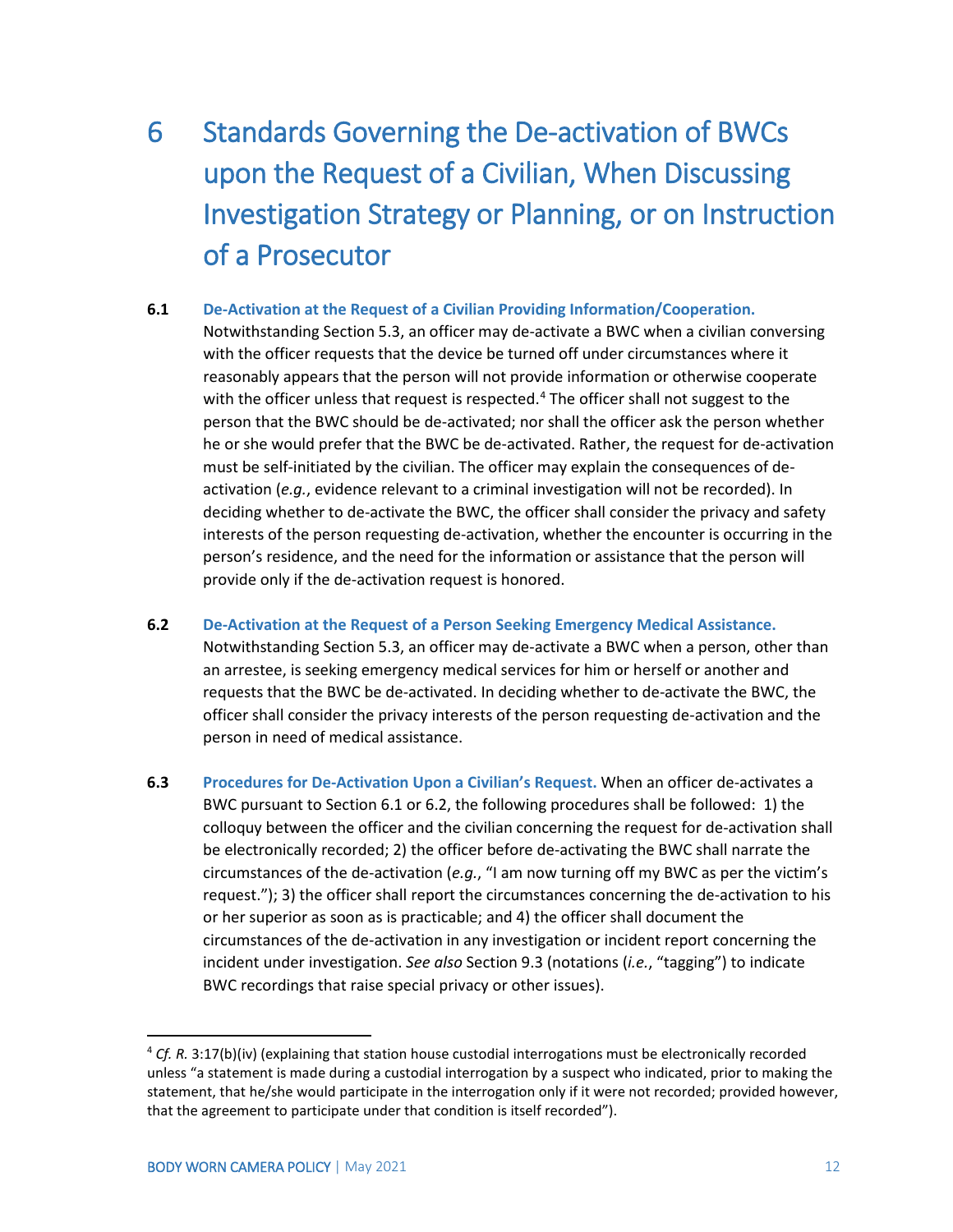# 6 Standards Governing the De-activation of BWCs upon the Request of a Civilian, When Discussing Investigation Strategy or Planning, or on Instruction of a Prosecutor

**6.1 De-Activation at the Request of a Civilian Providing Information/Cooperation.** Notwithstanding Section 5.3, an officer may de-activate a BWC when a civilian conversing with the officer requests that the device be turned off under circumstances where it reasonably appears that the person will not provide information or otherwise cooperate with the officer unless that request is respected.[4] The officer shall not suggest to the person that the BWC should be de-activated; nor shall the officer ask the person whether he or she would prefer that the BWC be de-activated. Rather, the request for de-activation must be self-initiated by the civilian. The officer may explain the consequences of de-activation (*e.g.*, evidence relevant to a criminal investigation will not be recorded). In deciding whether to de-activate the BWC, the officer shall consider the privacy and safety interests of the person requesting de-activation, whether the encounter is occurring in the person's residence, and the need for the information or assistance that the person will provide only if the de-activation request is honored.

**6.2 De-Activation at the Request of a Person Seeking Emergency Medical Assistance.** Notwithstanding Section 5.3, an officer may de-activate a BWC when a person, other than an arrestee, is seeking emergency medical services for him or herself or another and requests that the BWC be de-activated. In deciding whether to de-activate the BWC, the officer shall consider the privacy interests of the person requesting de-activation and the person in need of medical assistance.

**6.3 Procedures for De-Activation Upon a Civilian's Request.** When an officer de-activates a BWC pursuant to Section 6.1 or 6.2, the following procedures shall be followed: 1) the colloquy between the officer and the civilian concerning the request for de-activation shall be electronically recorded; 2) the officer before de-activating the BWC shall narrate the circumstances of the de-activation (*e.g.*, "I am now turning off my BWC as per the victim's request."); 3) the officer shall report the circumstances concerning the de-activation to his or her superior as soon as is practicable; and 4) the officer shall document the circumstances of the de-activation in any investigation or incident report concerning the incident under investigation. *See also* Section 9.3 (notations (*i.e.*, "tagging") to indicate BWC recordings that raise special privacy or other issues).

---

[4] *Cf. R.* 3:17(b)(iv) (explaining that station house custodial interrogations must be electronically recorded unless "a statement is made during a custodial interrogation by a suspect who indicated, prior to making the statement, that he/she would participate in the interrogation only if it were not recorded; provided however, that the agreement to participate under that condition is itself recorded").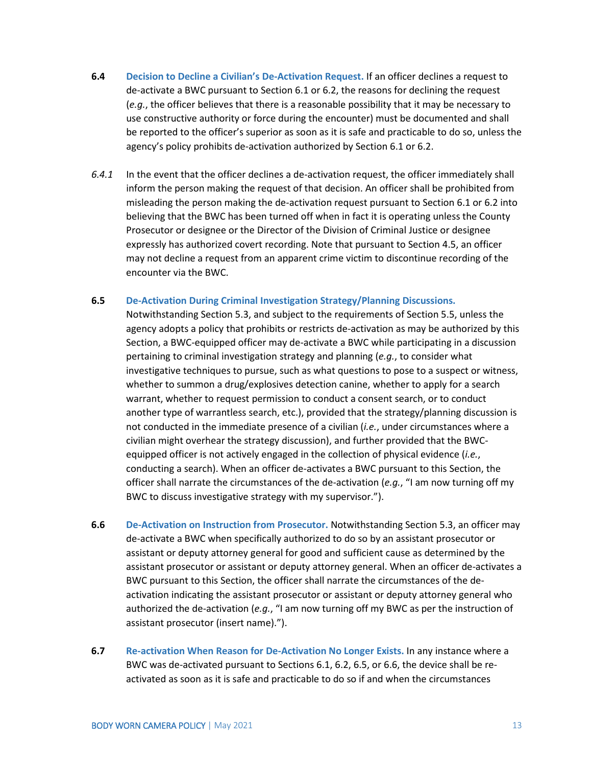**6.4** **Decision to Decline a Civilian's De-Activation Request.** If an officer declines a request to de-activate a BWC pursuant to Section 6.1 or 6.2, the reasons for declining the request (*e.g.*, the officer believes that there is a reasonable possibility that it may be necessary to use constructive authority or force during the encounter) must be documented and shall be reported to the officer's superior as soon as it is safe and practicable to do so, unless the agency's policy prohibits de-activation authorized by Section 6.1 or 6.2.

*6.4.1* In the event that the officer declines a de-activation request, the officer immediately shall inform the person making the request of that decision. An officer shall be prohibited from misleading the person making the de-activation request pursuant to Section 6.1 or 6.2 into believing that the BWC has been turned off when in fact it is operating unless the County Prosecutor or designee or the Director of the Division of Criminal Justice or designee expressly has authorized covert recording. Note that pursuant to Section 4.5, an officer may not decline a request from an apparent crime victim to discontinue recording of the encounter via the BWC.

**6.5** **De-Activation During Criminal Investigation Strategy/Planning Discussions.** Notwithstanding Section 5.3, and subject to the requirements of Section 5.5, unless the agency adopts a policy that prohibits or restricts de-activation as may be authorized by this Section, a BWC-equipped officer may de-activate a BWC while participating in a discussion pertaining to criminal investigation strategy and planning (*e.g.*, to consider what investigative techniques to pursue, such as what questions to pose to a suspect or witness, whether to summon a drug/explosives detection canine, whether to apply for a search warrant, whether to request permission to conduct a consent search, or to conduct another type of warrantless search, etc.), provided that the strategy/planning discussion is not conducted in the immediate presence of a civilian (*i.e.*, under circumstances where a civilian might overhear the strategy discussion), and further provided that the BWC-equipped officer is not actively engaged in the collection of physical evidence (*i.e.*, conducting a search). When an officer de-activates a BWC pursuant to this Section, the officer shall narrate the circumstances of the de-activation (*e.g.*, "I am now turning off my BWC to discuss investigative strategy with my supervisor.").

**6.6** **De-Activation on Instruction from Prosecutor.** Notwithstanding Section 5.3, an officer may de-activate a BWC when specifically authorized to do so by an assistant prosecutor or assistant or deputy attorney general for good and sufficient cause as determined by the assistant prosecutor or assistant or deputy attorney general. When an officer de-activates a BWC pursuant to this Section, the officer shall narrate the circumstances of the de-activation indicating the assistant prosecutor or assistant or deputy attorney general who authorized the de-activation (*e.g.*, "I am now turning off my BWC as per the instruction of assistant prosecutor (insert name).").

**6.7** **Re-activation When Reason for De-Activation No Longer Exists.** In any instance where a BWC was de-activated pursuant to Sections 6.1, 6.2, 6.5, or 6.6, the device shall be re-activated as soon as it is safe and practicable to do so if and when the circumstances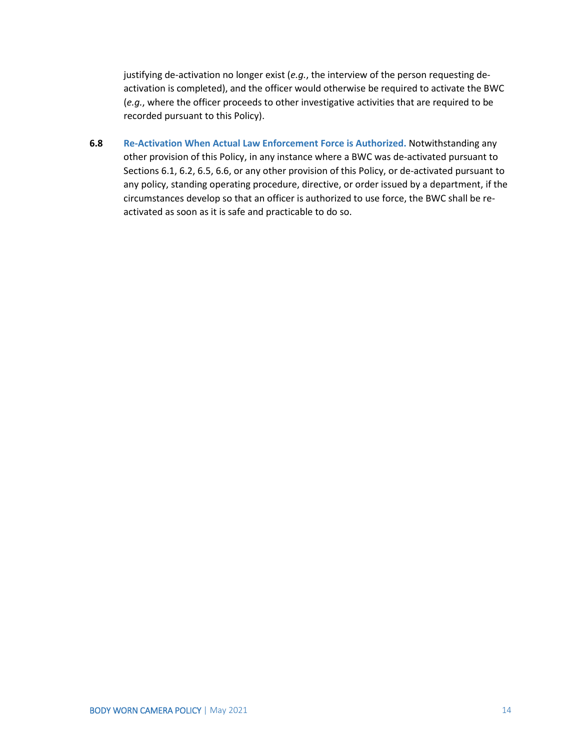justifying de-activation no longer exist (*e.g.*, the interview of the person requesting de-activation is completed), and the officer would otherwise be required to activate the BWC (*e.g.*, where the officer proceeds to other investigative activities that are required to be recorded pursuant to this Policy).

**6.8** **Re-Activation When Actual Law Enforcement Force is Authorized.** Notwithstanding any other provision of this Policy, in any instance where a BWC was de-activated pursuant to Sections 6.1, 6.2, 6.5, 6.6, or any other provision of this Policy, or de-activated pursuant to any policy, standing operating procedure, directive, or order issued by a department, if the circumstances develop so that an officer is authorized to use force, the BWC shall be re-activated as soon as it is safe and practicable to do so.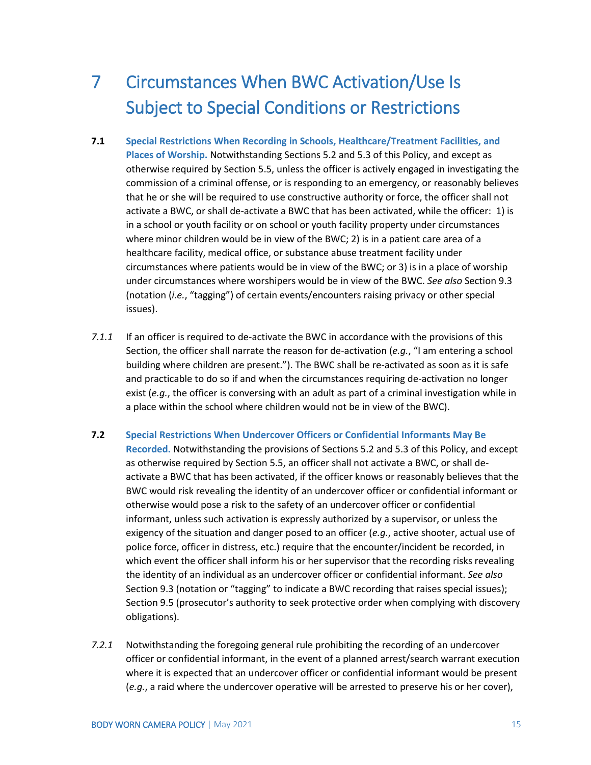# 7 Circumstances When BWC Activation/Use Is Subject to Special Conditions or Restrictions

**7.1 Special Restrictions When Recording in Schools, Healthcare/Treatment Facilities, and Places of Worship.** Notwithstanding Sections 5.2 and 5.3 of this Policy, and except as otherwise required by Section 5.5, unless the officer is actively engaged in investigating the commission of a criminal offense, or is responding to an emergency, or reasonably believes that he or she will be required to use constructive authority or force, the officer shall not activate a BWC, or shall de-activate a BWC that has been activated, while the officer: 1) is in a school or youth facility or on school or youth facility property under circumstances where minor children would be in view of the BWC; 2) is in a patient care area of a healthcare facility, medical office, or substance abuse treatment facility under circumstances where patients would be in view of the BWC; or 3) is in a place of worship under circumstances where worshipers would be in view of the BWC. *See also* Section 9.3 (notation (*i.e.*, "tagging") of certain events/encounters raising privacy or other special issues).

*7.1.1* If an officer is required to de-activate the BWC in accordance with the provisions of this Section, the officer shall narrate the reason for de-activation (*e.g.*, "I am entering a school building where children are present."). The BWC shall be re-activated as soon as it is safe and practicable to do so if and when the circumstances requiring de-activation no longer exist (*e.g.*, the officer is conversing with an adult as part of a criminal investigation while in a place within the school where children would not be in view of the BWC).

**7.2 Special Restrictions When Undercover Officers or Confidential Informants May Be Recorded.** Notwithstanding the provisions of Sections 5.2 and 5.3 of this Policy, and except as otherwise required by Section 5.5, an officer shall not activate a BWC, or shall de-activate a BWC that has been activated, if the officer knows or reasonably believes that the BWC would risk revealing the identity of an undercover officer or confidential informant or otherwise would pose a risk to the safety of an undercover officer or confidential informant, unless such activation is expressly authorized by a supervisor, or unless the exigency of the situation and danger posed to an officer (*e.g.*, active shooter, actual use of police force, officer in distress, etc.) require that the encounter/incident be recorded, in which event the officer shall inform his or her supervisor that the recording risks revealing the identity of an individual as an undercover officer or confidential informant. *See also* Section 9.3 (notation or "tagging" to indicate a BWC recording that raises special issues); Section 9.5 (prosecutor's authority to seek protective order when complying with discovery obligations).

*7.2.1* Notwithstanding the foregoing general rule prohibiting the recording of an undercover officer or confidential informant, in the event of a planned arrest/search warrant execution where it is expected that an undercover officer or confidential informant would be present (*e.g.*, a raid where the undercover operative will be arrested to preserve his or her cover),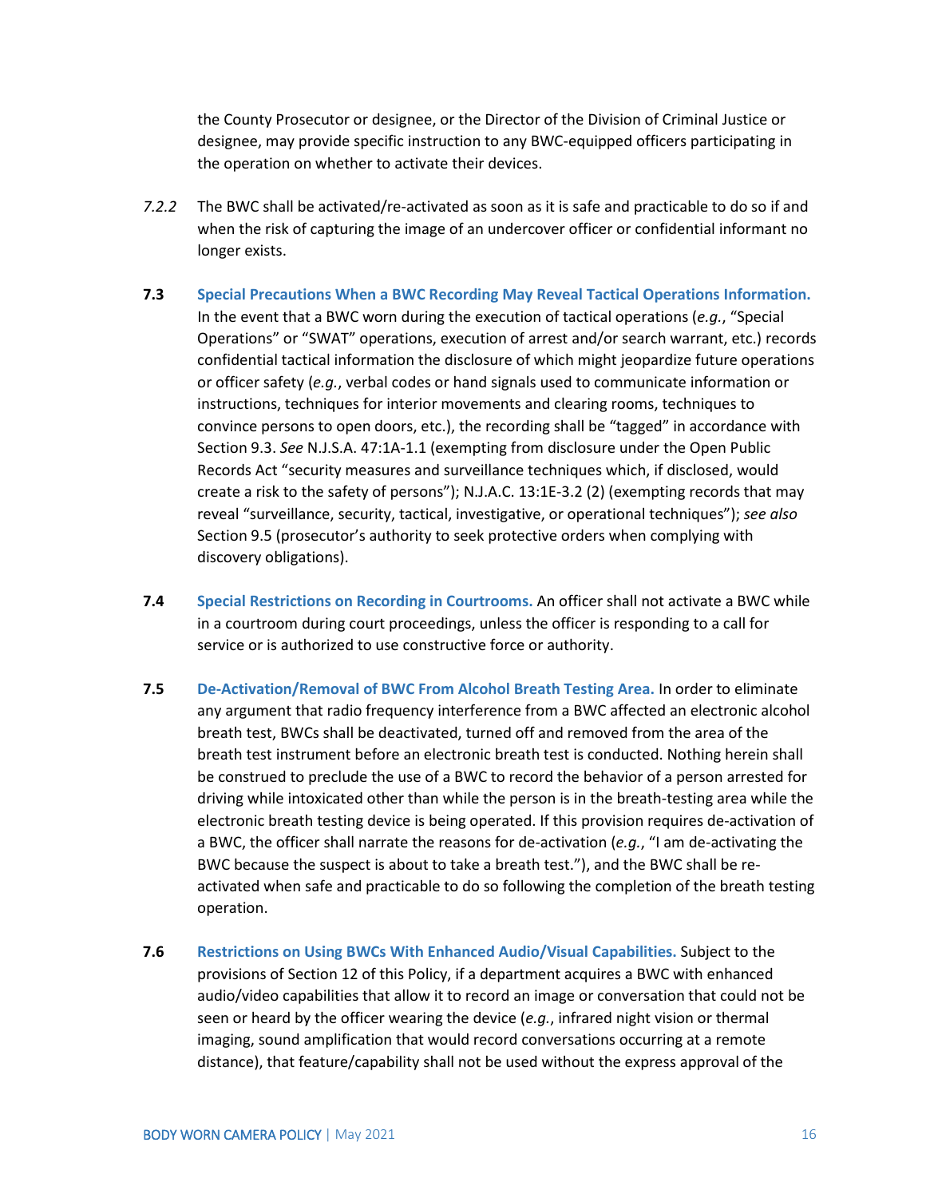the County Prosecutor or designee, or the Director of the Division of Criminal Justice or designee, may provide specific instruction to any BWC-equipped officers participating in the operation on whether to activate their devices.

*7.2.2* The BWC shall be activated/re-activated as soon as it is safe and practicable to do so if and when the risk of capturing the image of an undercover officer or confidential informant no longer exists.

**7.3** **Special Precautions When a BWC Recording May Reveal Tactical Operations Information.** In the event that a BWC worn during the execution of tactical operations (*e.g.*, "Special Operations" or "SWAT" operations, execution of arrest and/or search warrant, etc.) records confidential tactical information the disclosure of which might jeopardize future operations or officer safety (*e.g.*, verbal codes or hand signals used to communicate information or instructions, techniques for interior movements and clearing rooms, techniques to convince persons to open doors, etc.), the recording shall be "tagged" in accordance with Section 9.3. *See* N.J.S.A. 47:1A-1.1 (exempting from disclosure under the Open Public Records Act "security measures and surveillance techniques which, if disclosed, would create a risk to the safety of persons"); N.J.A.C. 13:1E-3.2 (2) (exempting records that may reveal "surveillance, security, tactical, investigative, or operational techniques"); *see also* Section 9.5 (prosecutor's authority to seek protective orders when complying with discovery obligations).

**7.4** **Special Restrictions on Recording in Courtrooms.** An officer shall not activate a BWC while in a courtroom during court proceedings, unless the officer is responding to a call for service or is authorized to use constructive force or authority.

**7.5** **De-Activation/Removal of BWC From Alcohol Breath Testing Area.** In order to eliminate any argument that radio frequency interference from a BWC affected an electronic alcohol breath test, BWCs shall be deactivated, turned off and removed from the area of the breath test instrument before an electronic breath test is conducted. Nothing herein shall be construed to preclude the use of a BWC to record the behavior of a person arrested for driving while intoxicated other than while the person is in the breath-testing area while the electronic breath testing device is being operated. If this provision requires de-activation of a BWC, the officer shall narrate the reasons for de-activation (*e.g.*, "I am de-activating the BWC because the suspect is about to take a breath test."), and the BWC shall be re-activated when safe and practicable to do so following the completion of the breath testing operation.

**7.6** **Restrictions on Using BWCs With Enhanced Audio/Visual Capabilities.** Subject to the provisions of Section 12 of this Policy, if a department acquires a BWC with enhanced audio/video capabilities that allow it to record an image or conversation that could not be seen or heard by the officer wearing the device (*e.g.*, infrared night vision or thermal imaging, sound amplification that would record conversations occurring at a remote distance), that feature/capability shall not be used without the express approval of the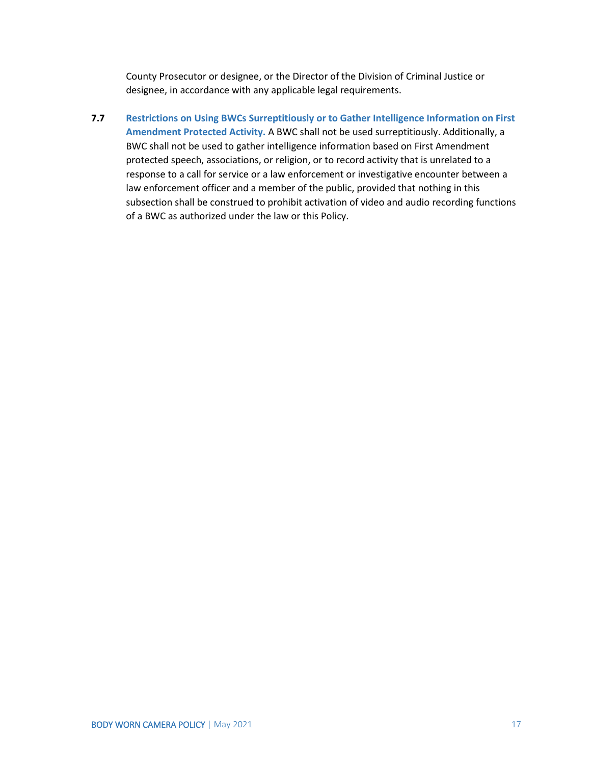County Prosecutor or designee, or the Director of the Division of Criminal Justice or designee, in accordance with any applicable legal requirements.

**7.7** **Restrictions on Using BWCs Surreptitiously or to Gather Intelligence Information on First Amendment Protected Activity.** A BWC shall not be used surreptitiously. Additionally, a BWC shall not be used to gather intelligence information based on First Amendment protected speech, associations, or religion, or to record activity that is unrelated to a response to a call for service or a law enforcement or investigative encounter between a law enforcement officer and a member of the public, provided that nothing in this subsection shall be construed to prohibit activation of video and audio recording functions of a BWC as authorized under the law or this Policy.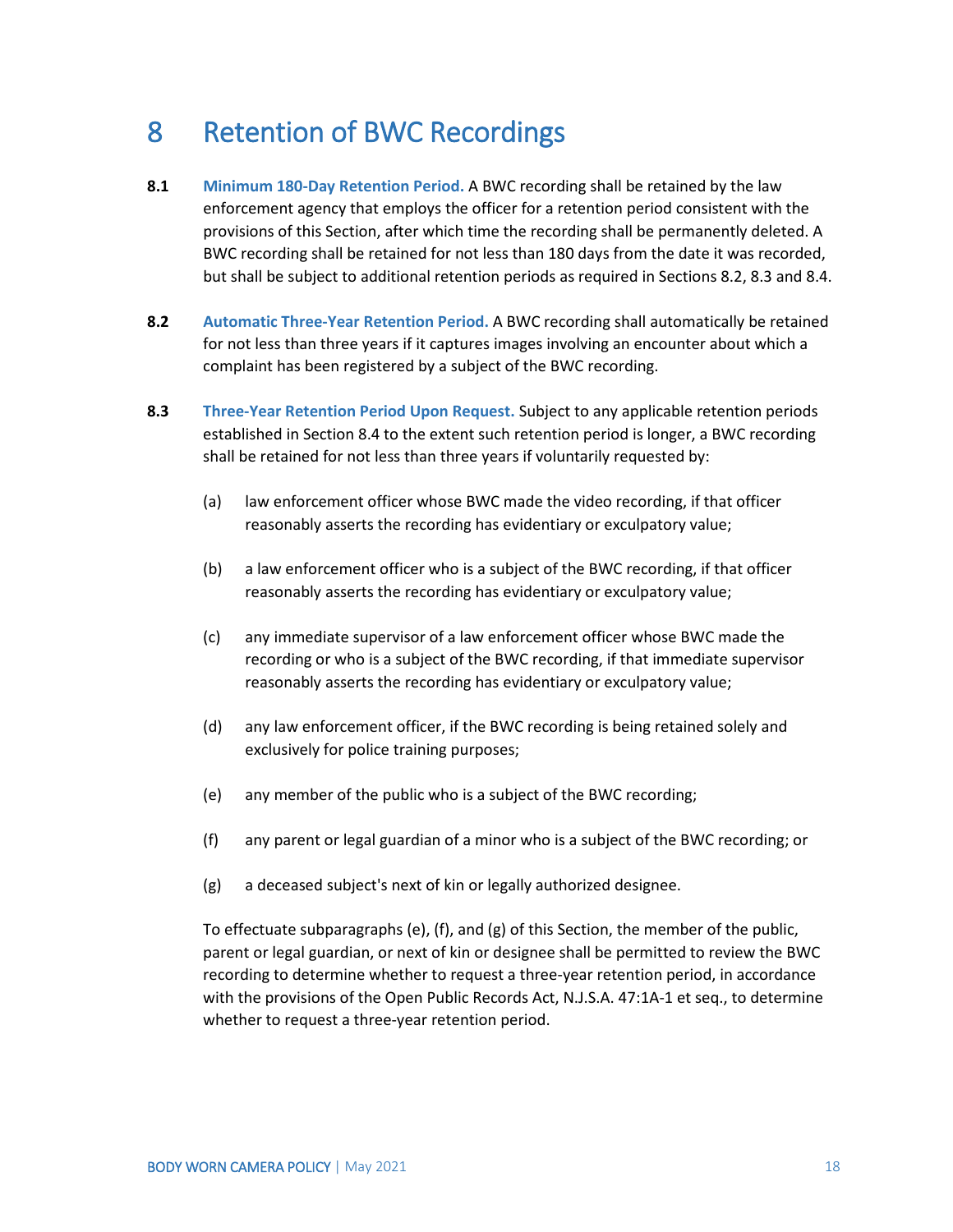# 8 Retention of BWC Recordings

**8.1 Minimum 180-Day Retention Period.** A BWC recording shall be retained by the law enforcement agency that employs the officer for a retention period consistent with the provisions of this Section, after which time the recording shall be permanently deleted. A BWC recording shall be retained for not less than 180 days from the date it was recorded, but shall be subject to additional retention periods as required in Sections 8.2, 8.3 and 8.4.

**8.2 Automatic Three-Year Retention Period.** A BWC recording shall automatically be retained for not less than three years if it captures images involving an encounter about which a complaint has been registered by a subject of the BWC recording.

**8.3 Three-Year Retention Period Upon Request.** Subject to any applicable retention periods established in Section 8.4 to the extent such retention period is longer, a BWC recording shall be retained for not less than three years if voluntarily requested by:

(a) law enforcement officer whose BWC made the video recording, if that officer reasonably asserts the recording has evidentiary or exculpatory value;

(b) a law enforcement officer who is a subject of the BWC recording, if that officer reasonably asserts the recording has evidentiary or exculpatory value;

(c) any immediate supervisor of a law enforcement officer whose BWC made the recording or who is a subject of the BWC recording, if that immediate supervisor reasonably asserts the recording has evidentiary or exculpatory value;

(d) any law enforcement officer, if the BWC recording is being retained solely and exclusively for police training purposes;

(e) any member of the public who is a subject of the BWC recording;

(f) any parent or legal guardian of a minor who is a subject of the BWC recording; or

(g) a deceased subject's next of kin or legally authorized designee.

To effectuate subparagraphs (e), (f), and (g) of this Section, the member of the public, parent or legal guardian, or next of kin or designee shall be permitted to review the BWC recording to determine whether to request a three-year retention period, in accordance with the provisions of the Open Public Records Act, N.J.S.A. 47:1A-1 et seq., to determine whether to request a three-year retention period.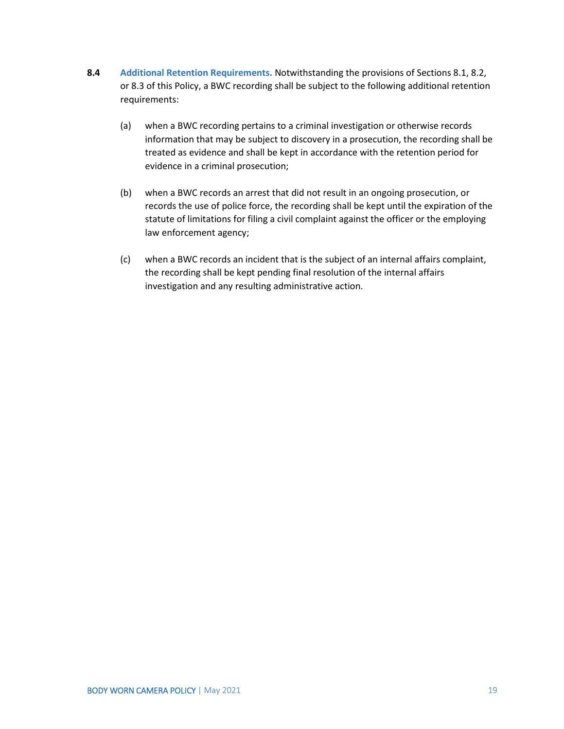**8.4** **Additional Retention Requirements.** Notwithstanding the provisions of Sections 8.1, 8.2, or 8.3 of this Policy, a BWC recording shall be subject to the following additional retention requirements:

(a) when a BWC recording pertains to a criminal investigation or otherwise records information that may be subject to discovery in a prosecution, the recording shall be treated as evidence and shall be kept in accordance with the retention period for evidence in a criminal prosecution;

(b) when a BWC records an arrest that did not result in an ongoing prosecution, or records the use of police force, the recording shall be kept until the expiration of the statute of limitations for filing a civil complaint against the officer or the employing law enforcement agency;

(c) when a BWC records an incident that is the subject of an internal affairs complaint, the recording shall be kept pending final resolution of the internal affairs investigation and any resulting administrative action.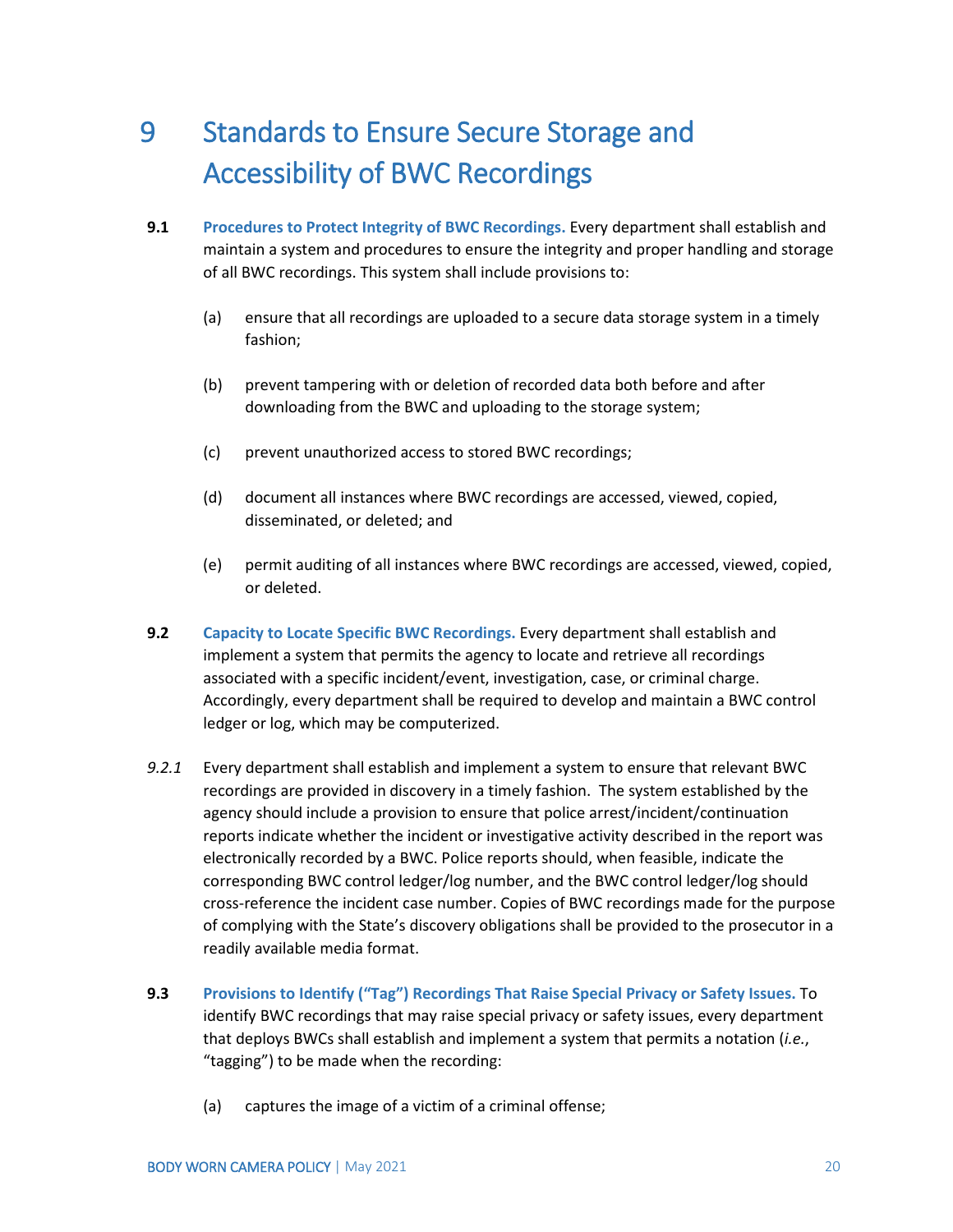# 9 Standards to Ensure Secure Storage and Accessibility of BWC Recordings

**9.1 Procedures to Protect Integrity of BWC Recordings.** Every department shall establish and maintain a system and procedures to ensure the integrity and proper handling and storage of all BWC recordings. This system shall include provisions to:

(a) ensure that all recordings are uploaded to a secure data storage system in a timely fashion;

(b) prevent tampering with or deletion of recorded data both before and after downloading from the BWC and uploading to the storage system;

(c) prevent unauthorized access to stored BWC recordings;

(d) document all instances where BWC recordings are accessed, viewed, copied, disseminated, or deleted; and

(e) permit auditing of all instances where BWC recordings are accessed, viewed, copied, or deleted.

**9.2 Capacity to Locate Specific BWC Recordings.** Every department shall establish and implement a system that permits the agency to locate and retrieve all recordings associated with a specific incident/event, investigation, case, or criminal charge. Accordingly, every department shall be required to develop and maintain a BWC control ledger or log, which may be computerized.

*9.2.1* Every department shall establish and implement a system to ensure that relevant BWC recordings are provided in discovery in a timely fashion. The system established by the agency should include a provision to ensure that police arrest/incident/continuation reports indicate whether the incident or investigative activity described in the report was electronically recorded by a BWC. Police reports should, when feasible, indicate the corresponding BWC control ledger/log number, and the BWC control ledger/log should cross-reference the incident case number. Copies of BWC recordings made for the purpose of complying with the State's discovery obligations shall be provided to the prosecutor in a readily available media format.

**9.3 Provisions to Identify ("Tag") Recordings That Raise Special Privacy or Safety Issues.** To identify BWC recordings that may raise special privacy or safety issues, every department that deploys BWCs shall establish and implement a system that permits a notation (*i.e.*, "tagging") to be made when the recording:

(a) captures the image of a victim of a criminal offense;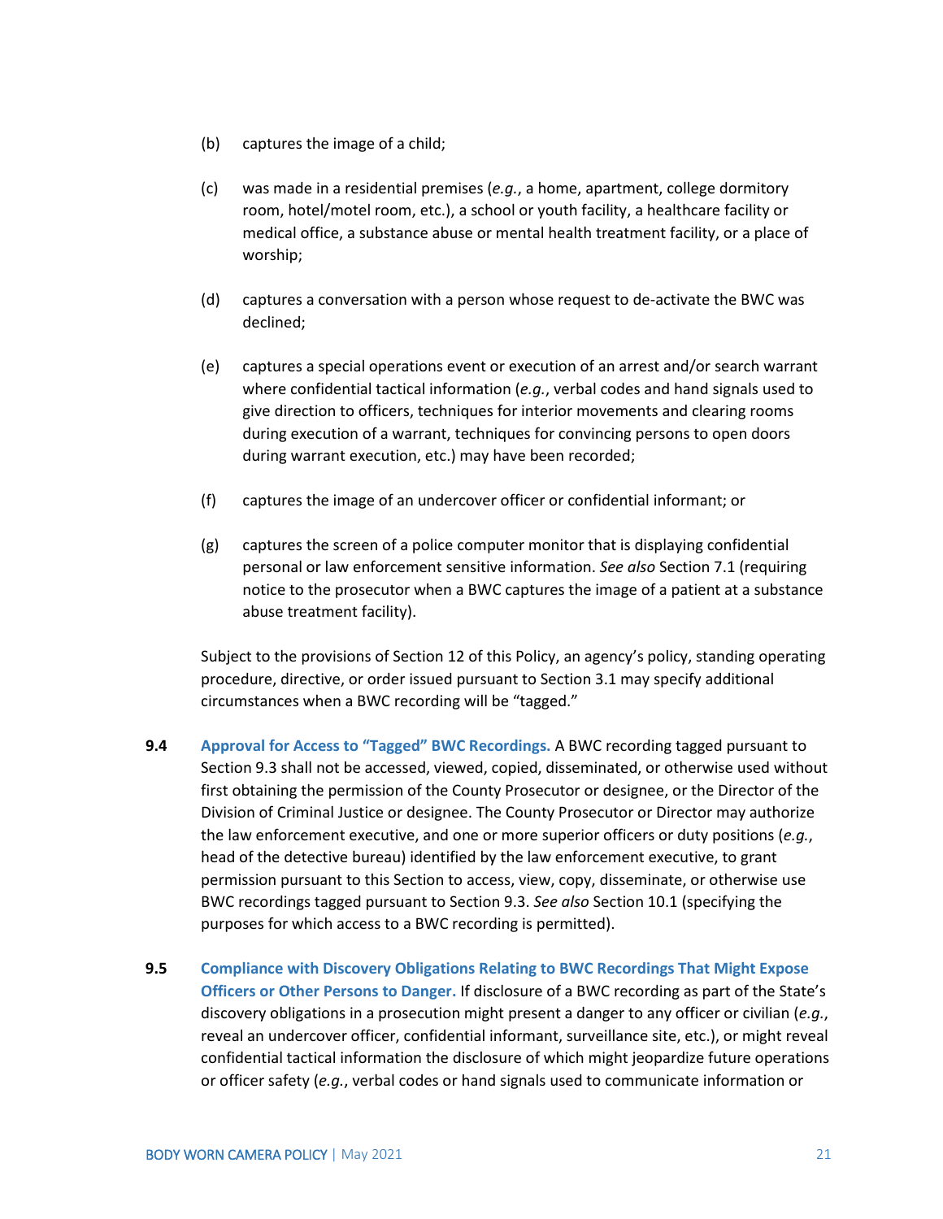(b) captures the image of a child;

(c) was made in a residential premises (*e.g.*, a home, apartment, college dormitory room, hotel/motel room, etc.), a school or youth facility, a healthcare facility or medical office, a substance abuse or mental health treatment facility, or a place of worship;

(d) captures a conversation with a person whose request to de-activate the BWC was declined;

(e) captures a special operations event or execution of an arrest and/or search warrant where confidential tactical information (*e.g.*, verbal codes and hand signals used to give direction to officers, techniques for interior movements and clearing rooms during execution of a warrant, techniques for convincing persons to open doors during warrant execution, etc.) may have been recorded;

(f) captures the image of an undercover officer or confidential informant; or

(g) captures the screen of a police computer monitor that is displaying confidential personal or law enforcement sensitive information. *See also* Section 7.1 (requiring notice to the prosecutor when a BWC captures the image of a patient at a substance abuse treatment facility).

Subject to the provisions of Section 12 of this Policy, an agency's policy, standing operating procedure, directive, or order issued pursuant to Section 3.1 may specify additional circumstances when a BWC recording will be "tagged."

**9.4 Approval for Access to "Tagged" BWC Recordings.** A BWC recording tagged pursuant to Section 9.3 shall not be accessed, viewed, copied, disseminated, or otherwise used without first obtaining the permission of the County Prosecutor or designee, or the Director of the Division of Criminal Justice or designee. The County Prosecutor or Director may authorize the law enforcement executive, and one or more superior officers or duty positions (*e.g.*, head of the detective bureau) identified by the law enforcement executive, to grant permission pursuant to this Section to access, view, copy, disseminate, or otherwise use BWC recordings tagged pursuant to Section 9.3. *See also* Section 10.1 (specifying the purposes for which access to a BWC recording is permitted).

**9.5 Compliance with Discovery Obligations Relating to BWC Recordings That Might Expose Officers or Other Persons to Danger.** If disclosure of a BWC recording as part of the State's discovery obligations in a prosecution might present a danger to any officer or civilian (*e.g.*, reveal an undercover officer, confidential informant, surveillance site, etc.), or might reveal confidential tactical information the disclosure of which might jeopardize future operations or officer safety (*e.g.*, verbal codes or hand signals used to communicate information or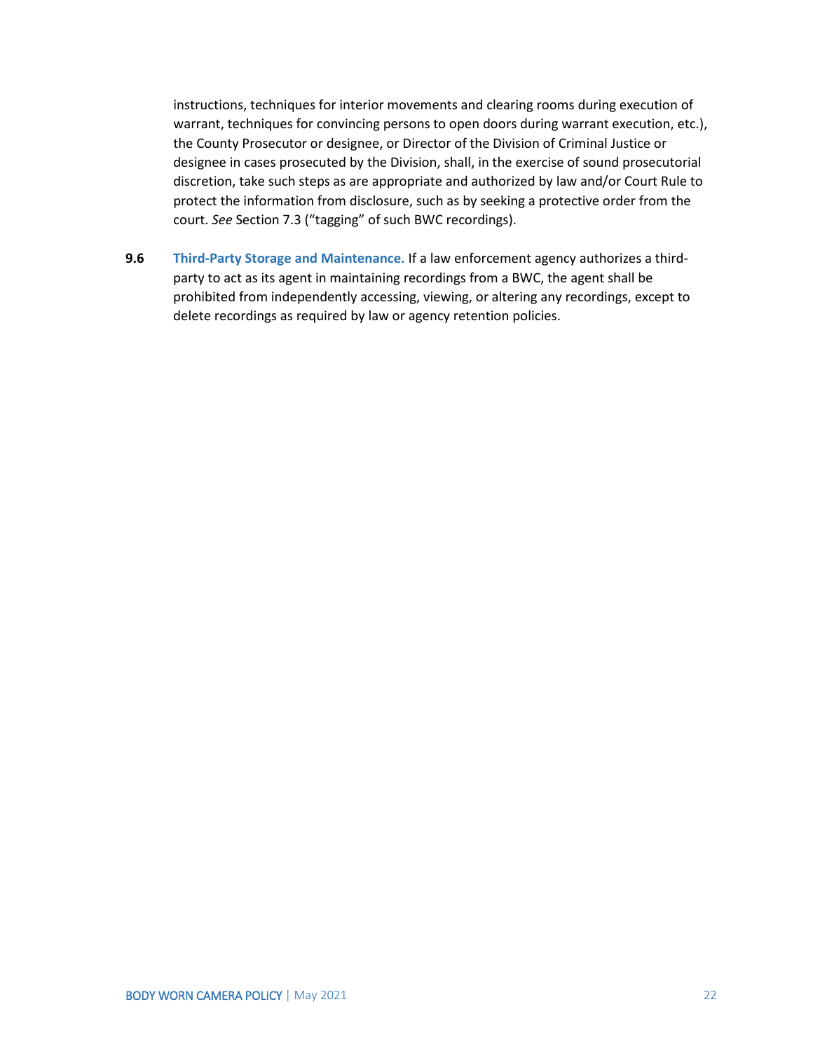instructions, techniques for interior movements and clearing rooms during execution of warrant, techniques for convincing persons to open doors during warrant execution, etc.), the County Prosecutor or designee, or Director of the Division of Criminal Justice or designee in cases prosecuted by the Division, shall, in the exercise of sound prosecutorial discretion, take such steps as are appropriate and authorized by law and/or Court Rule to protect the information from disclosure, such as by seeking a protective order from the court. *See* Section 7.3 ("tagging" of such BWC recordings).

**9.6** **Third-Party Storage and Maintenance.** If a law enforcement agency authorizes a third-party to act as its agent in maintaining recordings from a BWC, the agent shall be prohibited from independently accessing, viewing, or altering any recordings, except to delete recordings as required by law or agency retention policies.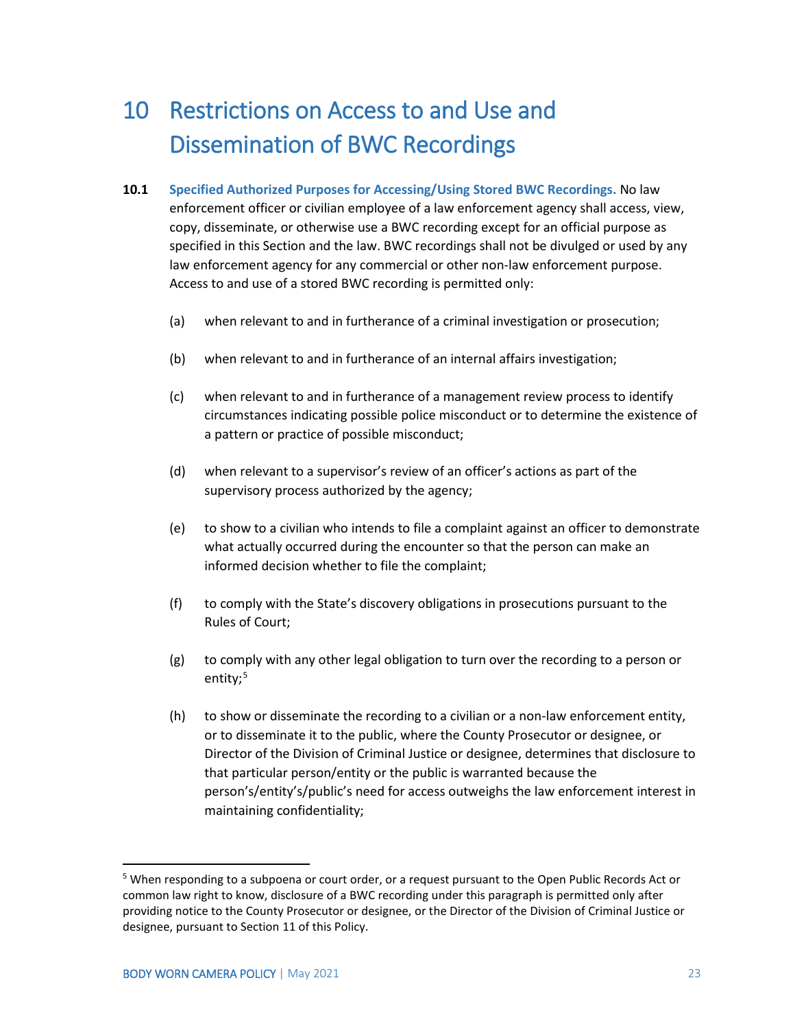# 10 Restrictions on Access to and Use and Dissemination of BWC Recordings

**10.1 Specified Authorized Purposes for Accessing/Using Stored BWC Recordings.** No law enforcement officer or civilian employee of a law enforcement agency shall access, view, copy, disseminate, or otherwise use a BWC recording except for an official purpose as specified in this Section and the law. BWC recordings shall not be divulged or used by any law enforcement agency for any commercial or other non-law enforcement purpose. Access to and use of a stored BWC recording is permitted only:

(a) when relevant to and in furtherance of a criminal investigation or prosecution;

(b) when relevant to and in furtherance of an internal affairs investigation;

(c) when relevant to and in furtherance of a management review process to identify circumstances indicating possible police misconduct or to determine the existence of a pattern or practice of possible misconduct;

(d) when relevant to a supervisor's review of an officer's actions as part of the supervisory process authorized by the agency;

(e) to show to a civilian who intends to file a complaint against an officer to demonstrate what actually occurred during the encounter so that the person can make an informed decision whether to file the complaint;

(f) to comply with the State's discovery obligations in prosecutions pursuant to the Rules of Court;

(g) to comply with any other legal obligation to turn over the recording to a person or entity;[5]

(h) to show or disseminate the recording to a civilian or a non-law enforcement entity, or to disseminate it to the public, where the County Prosecutor or designee, or Director of the Division of Criminal Justice or designee, determines that disclosure to that particular person/entity or the public is warranted because the person's/entity's/public's need for access outweighs the law enforcement interest in maintaining confidentiality;

---

[5] When responding to a subpoena or court order, or a request pursuant to the Open Public Records Act or common law right to know, disclosure of a BWC recording under this paragraph is permitted only after providing notice to the County Prosecutor or designee, or the Director of the Division of Criminal Justice or designee, pursuant to Section 11 of this Policy.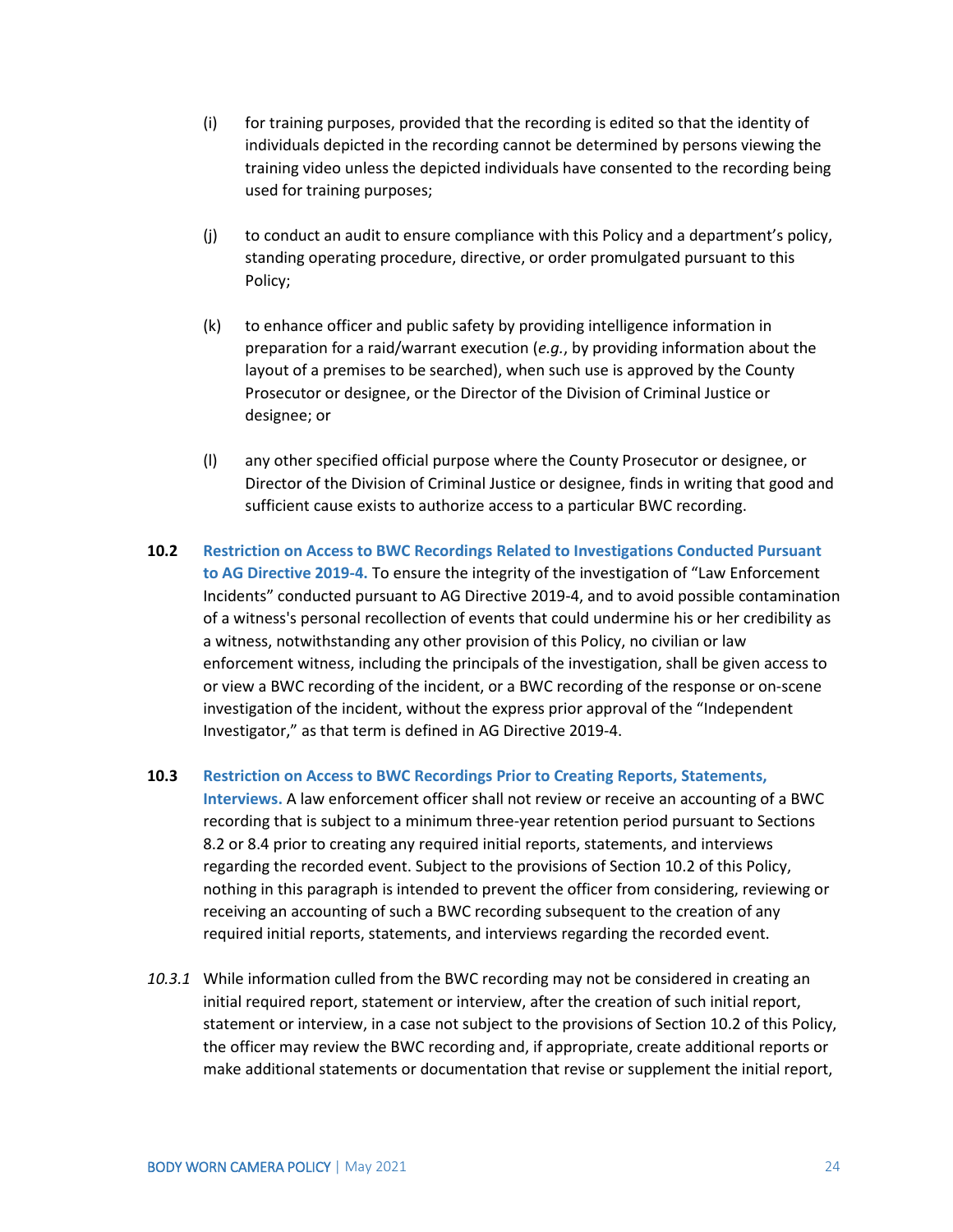(i) for training purposes, provided that the recording is edited so that the identity of individuals depicted in the recording cannot be determined by persons viewing the training video unless the depicted individuals have consented to the recording being used for training purposes;

(j) to conduct an audit to ensure compliance with this Policy and a department's policy, standing operating procedure, directive, or order promulgated pursuant to this Policy;

(k) to enhance officer and public safety by providing intelligence information in preparation for a raid/warrant execution (*e.g.*, by providing information about the layout of a premises to be searched), when such use is approved by the County Prosecutor or designee, or the Director of the Division of Criminal Justice or designee; or

(l) any other specified official purpose where the County Prosecutor or designee, or Director of the Division of Criminal Justice or designee, finds in writing that good and sufficient cause exists to authorize access to a particular BWC recording.

**10.2** **Restriction on Access to BWC Recordings Related to Investigations Conducted Pursuant to AG Directive 2019-4.** To ensure the integrity of the investigation of "Law Enforcement Incidents" conducted pursuant to AG Directive 2019-4, and to avoid possible contamination of a witness's personal recollection of events that could undermine his or her credibility as a witness, notwithstanding any other provision of this Policy, no civilian or law enforcement witness, including the principals of the investigation, shall be given access to or view a BWC recording of the incident, or a BWC recording of the response or on-scene investigation of the incident, without the express prior approval of the "Independent Investigator," as that term is defined in AG Directive 2019-4.

**10.3** **Restriction on Access to BWC Recordings Prior to Creating Reports, Statements, Interviews.** A law enforcement officer shall not review or receive an accounting of a BWC recording that is subject to a minimum three-year retention period pursuant to Sections 8.2 or 8.4 prior to creating any required initial reports, statements, and interviews regarding the recorded event. Subject to the provisions of Section 10.2 of this Policy, nothing in this paragraph is intended to prevent the officer from considering, reviewing or receiving an accounting of such a BWC recording subsequent to the creation of any required initial reports, statements, and interviews regarding the recorded event.

*10.3.1* While information culled from the BWC recording may not be considered in creating an initial required report, statement or interview, after the creation of such initial report, statement or interview, in a case not subject to the provisions of Section 10.2 of this Policy, the officer may review the BWC recording and, if appropriate, create additional reports or make additional statements or documentation that revise or supplement the initial report,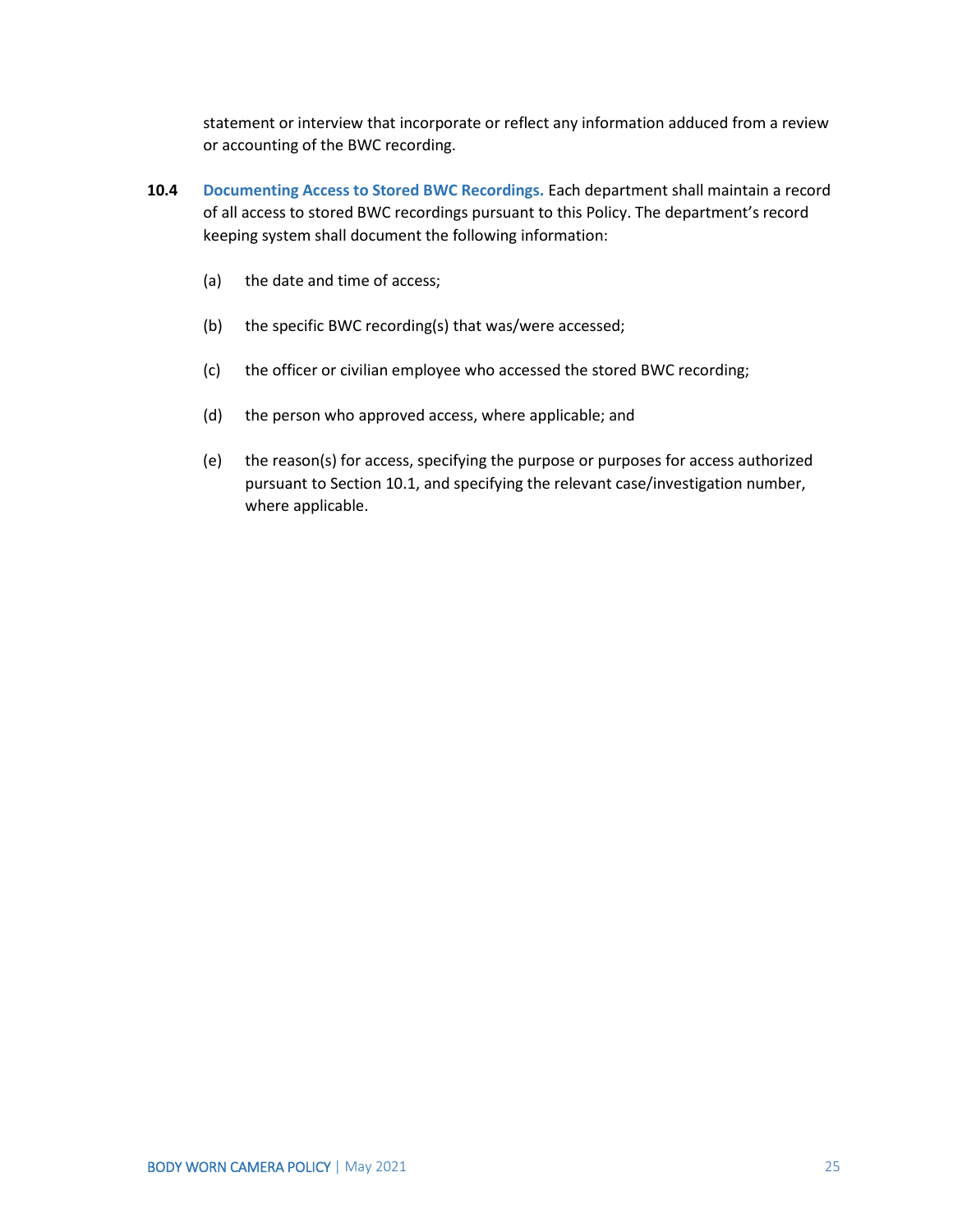statement or interview that incorporate or reflect any information adduced from a review or accounting of the BWC recording.

**10.4** **Documenting Access to Stored BWC Recordings.** Each department shall maintain a record of all access to stored BWC recordings pursuant to this Policy. The department's record keeping system shall document the following information:

(a) the date and time of access;

(b) the specific BWC recording(s) that was/were accessed;

(c) the officer or civilian employee who accessed the stored BWC recording;

(d) the person who approved access, where applicable; and

(e) the reason(s) for access, specifying the purpose or purposes for access authorized pursuant to Section 10.1, and specifying the relevant case/investigation number, where applicable.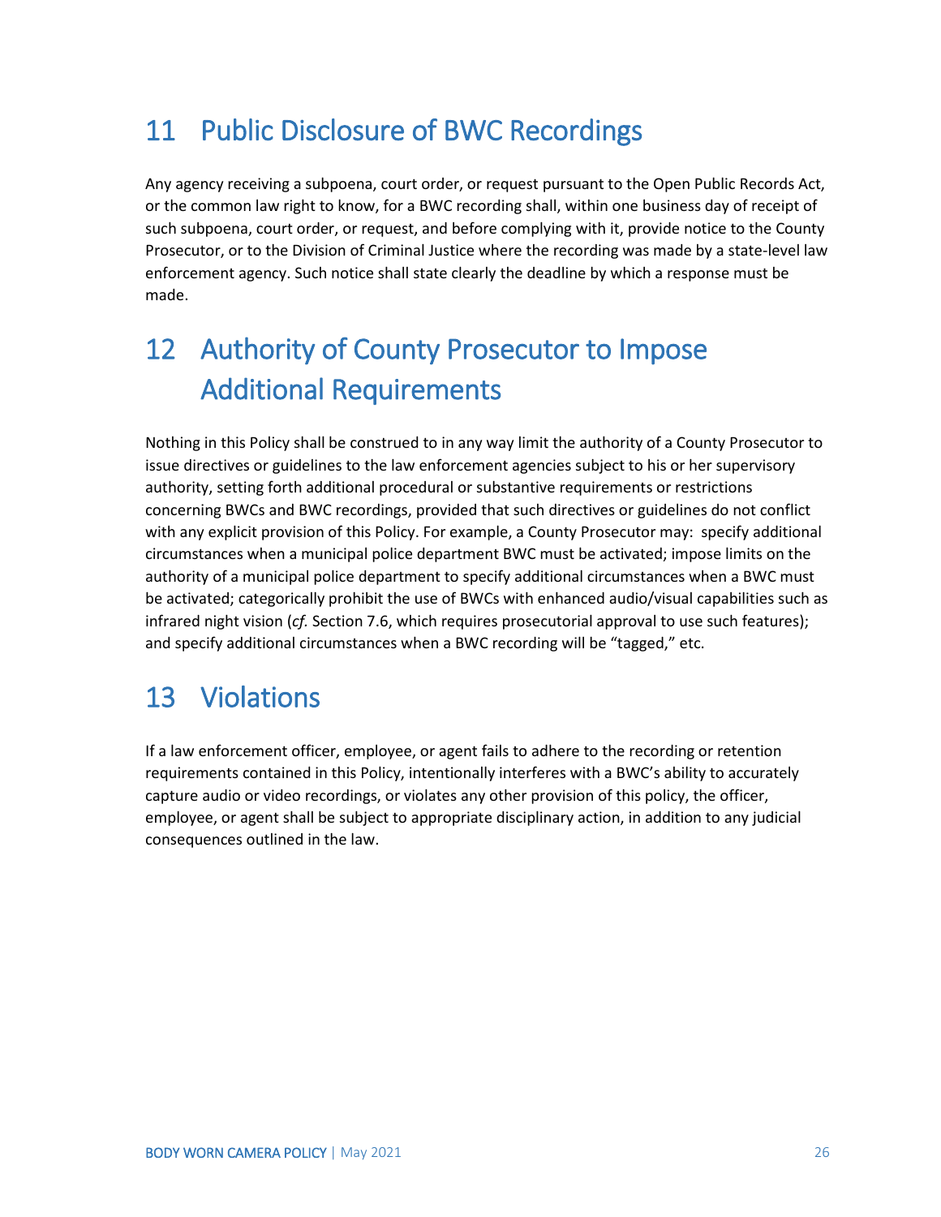# 11 Public Disclosure of BWC Recordings

Any agency receiving a subpoena, court order, or request pursuant to the Open Public Records Act, or the common law right to know, for a BWC recording shall, within one business day of receipt of such subpoena, court order, or request, and before complying with it, provide notice to the County Prosecutor, or to the Division of Criminal Justice where the recording was made by a state-level law enforcement agency. Such notice shall state clearly the deadline by which a response must be made.

# 12 Authority of County Prosecutor to Impose Additional Requirements

Nothing in this Policy shall be construed to in any way limit the authority of a County Prosecutor to issue directives or guidelines to the law enforcement agencies subject to his or her supervisory authority, setting forth additional procedural or substantive requirements or restrictions concerning BWCs and BWC recordings, provided that such directives or guidelines do not conflict with any explicit provision of this Policy. For example, a County Prosecutor may: specify additional circumstances when a municipal police department BWC must be activated; impose limits on the authority of a municipal police department to specify additional circumstances when a BWC must be activated; categorically prohibit the use of BWCs with enhanced audio/visual capabilities such as infrared night vision (*cf.* Section 7.6, which requires prosecutorial approval to use such features); and specify additional circumstances when a BWC recording will be "tagged," etc.

# 13 Violations

If a law enforcement officer, employee, or agent fails to adhere to the recording or retention requirements contained in this Policy, intentionally interferes with a BWC's ability to accurately capture audio or video recordings, or violates any other provision of this policy, the officer, employee, or agent shall be subject to appropriate disciplinary action, in addition to any judicial consequences outlined in the law.